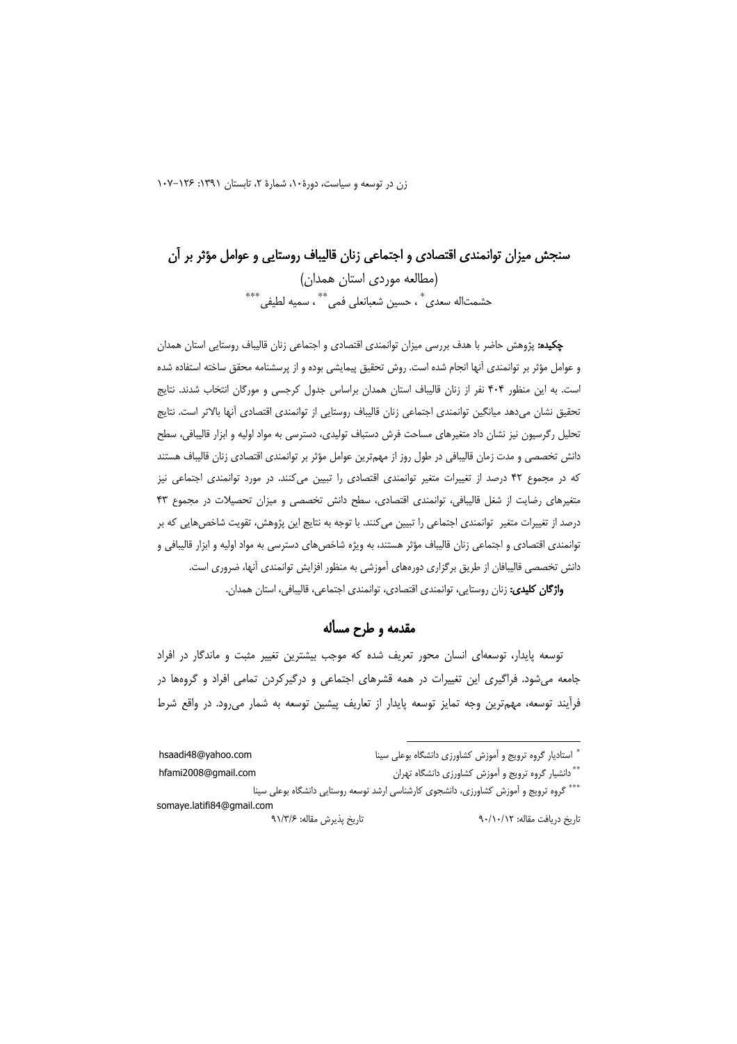# سنجش میزان توانمندی اقتصادی و اجتماعی زنان قالیباف روستایی و عوامل مؤثر بر آن

## (مطالعه موردی استان همدان)

حشمت‌اله سعدی [*]، حسین شعبانعلی فمی [**]، سمیه لطیفی [***]

**چکیده:** پژوهش حاضر با هدف بررسی میزان توانمندی اقتصادی و اجتماعی زنان قالیباف روستایی استان همدان و عوامل مؤثر بر توانمندی آنها انجام شده است. روش تحقیق پیمایشی بوده و از پرسشنامه محقق ساخته استفاده شده است. به این منظور ۴۰۴ نفر از زنان قالیباف استان همدان براساس جدول کرجسی و مورگان انتخاب شدند. نتایج تحقیق نشان می‌دهد میانگین توانمندی اجتماعی زنان قالیباف روستایی از توانمندی اقتصادی آنها بالاتر است. نتایج تحلیل رگرسیون نیز نشان داد متغیرهای مساحت فرش دستباف تولیدی، دسترسی به مواد اولیه و ابزار قالیبافی، سطح دانش تخصصی و مدت زمان قالیبافی در طول روز از مهم‌ترین عوامل مؤثر بر توانمندی اقتصادی زنان قالیباف هستند که در مجموع ۴۲ درصد از تغییرات متغیر توانمندی اقتصادی را تبیین می‌کنند. در مورد توانمندی اجتماعی نیز متغیرهای رضایت از شغل قالیبافی، توانمندی اقتصادی، سطح دانش تخصصی و میزان تحصیلات در مجموع ۴۳ درصد از تغییرات متغیر توانمندی اجتماعی را تبیین می‌کنند. با توجه به نتایج این پژوهش، تقویت شاخص‌هایی که بر توانمندی اقتصادی و اجتماعی زنان قالیباف مؤثر هستند، به ویژه شاخص‌های دسترسی به مواد اولیه و ابزار قالیبافی و دانش تخصصی قالیبافان از طریق برگزاری دوره‌های آموزشی به منظور افزایش توانمندی آنها، ضروری است.

**واژگان کلیدی:** زنان روستایی، توانمندی اقتصادی، توانمندی اجتماعی، قالیبافی، استان همدان.

## مقدمه و طرح مسأله

توسعه پایدار، توسعه‌ای انسان محور تعریف شده که موجب بیشترین تغییر مثبت و ماندگار در افراد جامعه می‌شود. فراگیری این تغییرات در همه قشرهای اجتماعی و درگیرکردن تمامی افراد و گروه‌ها در فرآیند توسعه، مهم‌ترین وجه تمایز توسعه پایدار از تعاریف پیشین توسعه به شمار می‌رود. در واقع شرط

---

[*] استادیار گروه ترویج و آموزش کشاورزی دانشگاه بوعلی سینا hsaadi48@yahoo.com

[**] دانشیار گروه ترویج و آموزش کشاورزی دانشگاه تهران hfami2008@gmail.com

[***] گروه ترویج و آموزش کشاورزی، دانشجوی کارشناسی ارشد توسعه روستایی دانشگاه بوعلی سینا somaye.latifi84@gmail.com

تاریخ دریافت مقاله: ۹۰/۱۰/۱۲ تاریخ پذیرش مقاله: ۹۱/۳/۶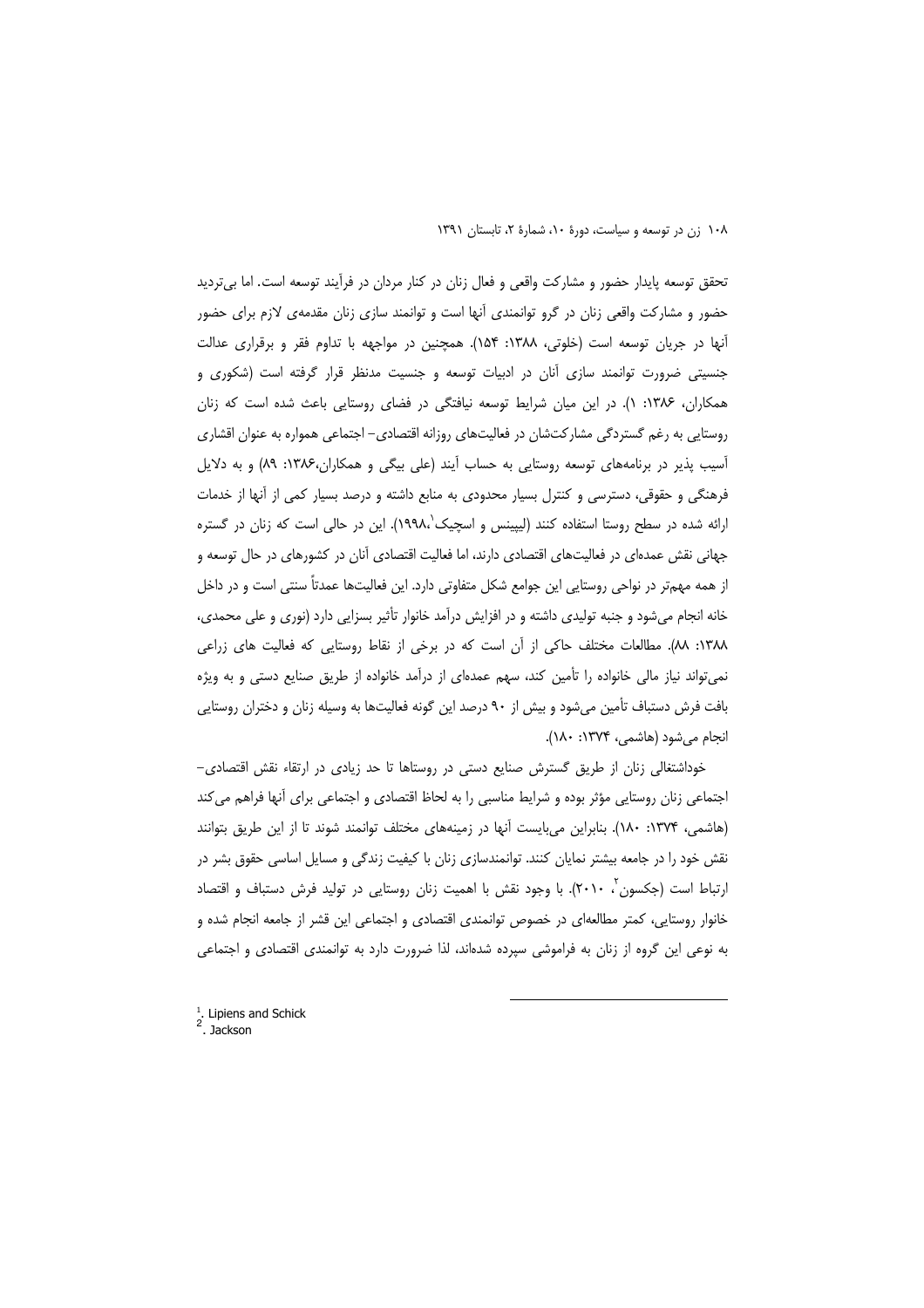تحقق توسعه پایدار حضور و مشارکت واقعی و فعال زنان در کنار مردان در فرآیند توسعه است. اما بی‌تردید حضور و مشارکت واقعی زنان در گرو توانمندی آنها است و توانمند سازی زنان مقدمه‌ی لازم برای حضور آنها در جریان توسعه است (خلوتی، ۱۳۸۸: ۱۵۴). همچنین در مواجهه با تداوم فقر و برقراری عدالت جنسیتی ضرورت توانمند سازی آنان در ادبیات توسعه و جنسیت مدنظر قرار گرفته است (شکوری و همکاران، ۱۳۸۶: ۱). در این میان شرایط توسعه نیافتگی در فضای روستایی باعث شده است که زنان روستایی به رغم گستردگی مشارکت‌شان در فعالیت‌های روزانه اقتصادی- اجتماعی همواره به عنوان اقشاری آسیب پذیر در برنامه‌های توسعه روستایی به حساب آیند (علی بیگی و همکاران،۱۳۸۶: ۸۹) و به دلایل فرهنگی و حقوقی، دسترسی و کنترل بسیار محدودی به منابع داشته و درصد بسیار کمی از آنها از خدمات ارائه شده در سطح روستا استفاده کنند (لیپینس و اسچیک[1]،۱۹۹۸). این در حالی است که زنان در گستره جهانی نقش عمده‌ای در فعالیت‌های اقتصادی دارند، اما فعالیت اقتصادی آنان در کشورهای در حال توسعه و از همه مهم‌تر در نواحی روستایی این جوامع شکل متفاوتی دارد. این فعالیت‌ها عمدتاً سنتی است و در داخل خانه انجام می‌شود و جنبه تولیدی داشته و در افزایش درآمد خانوار تأثیر بسزایی دارد (نوری و علی محمدی، ۱۳۸۸: ۸۸). مطالعات مختلف حاکی از آن است که در برخی از نقاط روستایی که فعالیت های زراعی نمی‌تواند نیاز مالی خانواده را تأمین کند، سهم عمده‌ای از درآمد خانواده از طریق صنایع دستی و به ویژه بافت فرش دستباف تأمین می‌شود و بیش از ۹۰ درصد این گونه فعالیت‌ها به وسیله زنان و دختران روستایی انجام می‌شود (هاشمی، ۱۳۷۴: ۱۸۰).

خوداشتغالی زنان از طریق گسترش صنایع دستی در روستاها تا حد زیادی در ارتقاء نقش اقتصادی- اجتماعی زنان روستایی مؤثر بوده و شرایط مناسبی را به لحاظ اقتصادی و اجتماعی برای آنها فراهم می‌کند (هاشمی، ۱۳۷۴: ۱۸۰). بنابراین می‌بایست آنها در زمینه‌های مختلف توانمند شوند تا از این طریق بتوانند نقش خود را در جامعه بیشتر نمایان کنند. توانمندسازی زنان با کیفیت زندگی و مسایل اساسی حقوق بشر در ارتباط است (جکسون[2]، ۲۰۱۰). با وجود نقش با اهمیت زنان روستایی در تولید فرش دستباف و اقتصاد خانوار روستایی، کمتر مطالعه‌ای در خصوص توانمندی اقتصادی و اجتماعی این قشر از جامعه انجام شده و به نوعی این گروه از زنان به فراموشی سپرده شده‌اند، لذا ضرورت دارد به توانمندی اقتصادی و اجتماعی

---

[1]. Lipiens and Schick
[2]. Jackson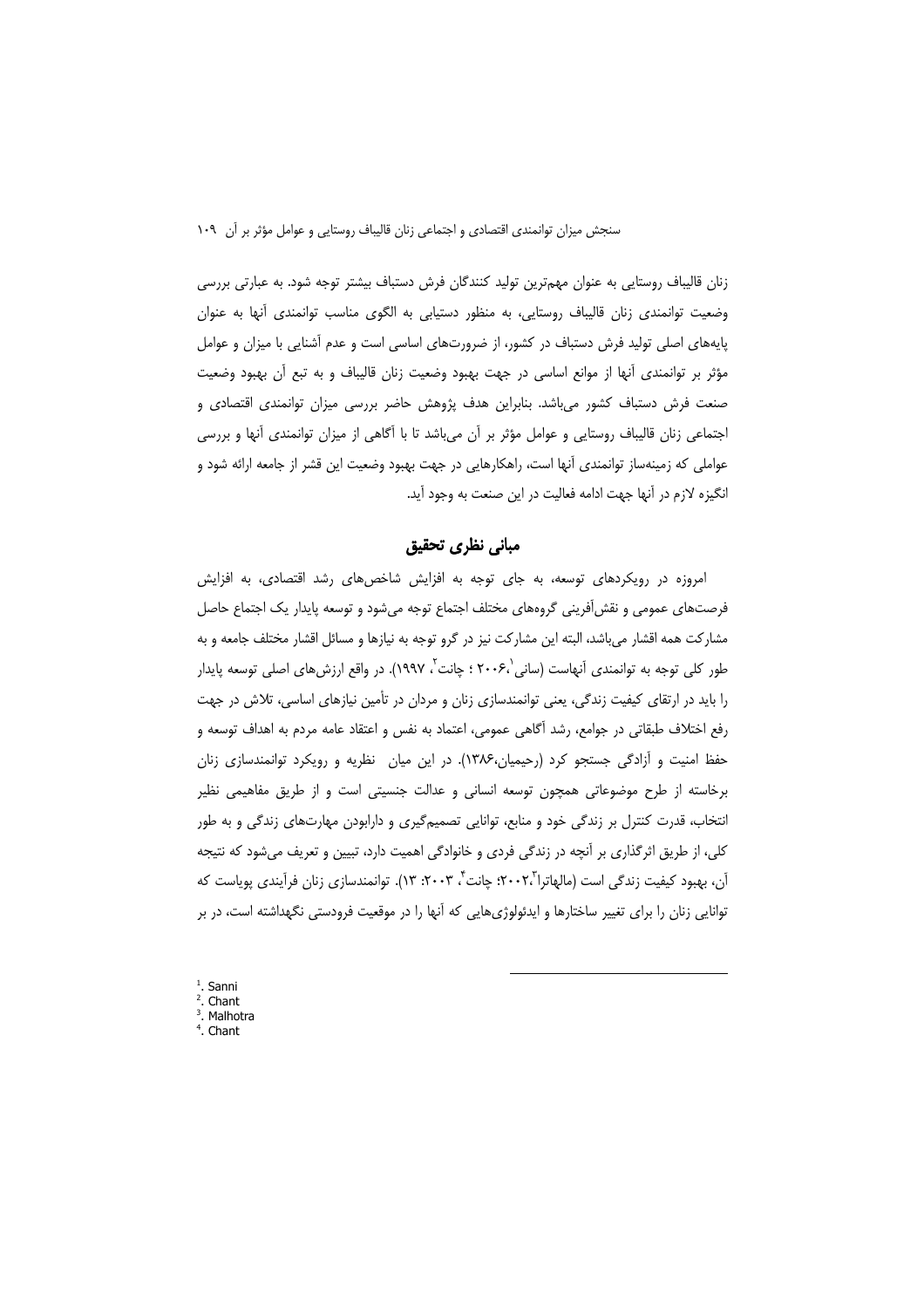زنان قالیباف روستایی به عنوان مهم‌ترین تولید کنندگان فرش دستباف بیشتر توجه شود. به عبارتی بررسی وضعیت توانمندی زنان قالیباف روستایی، به منظور دستیابی به الگوی مناسب توانمندی آنها به عنوان پایه‌های اصلی تولید فرش دستباف در کشور، از ضرورت‌های اساسی است و عدم آشنایی با میزان و عوامل مؤثر بر توانمندی آنها از موانع اساسی در جهت بهبود وضعیت زنان قالیباف و به تبع آن بهبود وضعیت صنعت فرش دستباف کشور می‌باشد. بنابراین هدف پژوهش حاضر بررسی میزان توانمندی اقتصادی و اجتماعی زنان قالیباف روستایی و عوامل مؤثر بر آن می‌باشد تا با آگاهی از میزان توانمندی آنها و بررسی عواملی که زمینه‌ساز توانمندی آنها است، راهکارهایی در جهت بهبود وضعیت این قشر از جامعه ارائه شود و انگیزه لازم در آنها جهت ادامه فعالیت در این صنعت به وجود آید.

## مبانی نظری تحقیق

امروزه در رویکردهای توسعه، به جای توجه به افزایش شاخص‌های رشد اقتصادی، به افزایش فرصت‌های عمومی و نقش‌آفرینی گروه‌های مختلف اجتماع توجه می‌شود و توسعه پایدار یک اجتماع حاصل مشارکت همه اقشار می‌باشد، البته این مشارکت نیز در گرو توجه به نیازها و مسائل اقشار مختلف جامعه و به طور کلی توجه به توانمندی آنهاست (سانی[1]،۲۰۰۶ ؛ چانت[2]، ۱۹۹۷). در واقع ارزش‌های اصلی توسعه پایدار را باید در ارتقای کیفیت زندگی، یعنی توانمندسازی زنان و مردان در تأمین نیازهای اساسی، تلاش در جهت رفع اختلاف طبقاتی در جوامع، رشد آگاهی عمومی، اعتماد به نفس و اعتقاد عامه مردم به اهداف توسعه و حفظ امنیت و آزادگی جستجو کرد (رحیمیان،۱۳۸۶). در این میان نظریه و رویکرد توانمندسازی زنان برخاسته از طرح موضوعاتی همچون توسعه انسانی و عدالت جنسیتی است و از طریق مفاهیمی نظیر انتخاب، قدرت کنترل بر زندگی خود و منابع، توانایی تصمیم‌گیری و دارابودن مهارت‌های زندگی و به طور کلی، از طریق اثرگذاری بر آنچه در زندگی فردی و خانوادگی اهمیت دارد، تبیین و تعریف می‌شود که نتیجه آن، بهبود کیفیت زندگی است (مالهاترا[3]،۲۰۰۲؛ چانت[4]، ۲۰۰۳: ۱۳). توانمندسازی زنان فرآیندی پویاست که توانایی زنان را برای تغییر ساختارها و ایدئولوژی‌هایی که آنها را در موقعیت فرودستی نگهداشته است، در بر

---

[1]. Sanni
[2]. Chant
[3]. Malhotra
[4]. Chant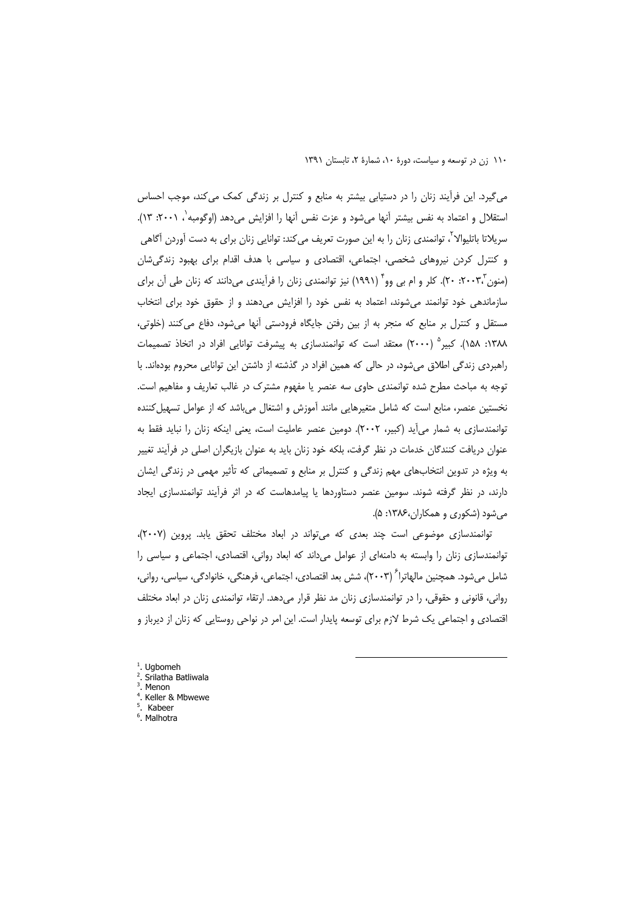می‌گیرد. این فرآیند زنان را در دستیابی بیشتر به منابع و کنترل بر زندگی کمک می‌کند، موجب احساس استقلال و اعتماد به نفس بیشتر آنها می‌شود و عزت نفس آنها را افزایش می‌دهد (اوگومبه[1]، ۲۰۰۱: ۱۳). سریلاتا باتلیوالا[2]، توانمندی زنان را به این صورت تعریف می‌کند: توانایی زنان برای به دست آوردن آگاهی و کنترل کردن نیروهای شخصی، اجتماعی، اقتصادی و سیاسی با هدف اقدام برای بهبود زندگی‌شان (منون[3]،۲۰۰۳: ۲۰). کلر و ام بی وو[4] (۱۹۹۱) نیز توانمندی زنان را فرآیندی می‌دانند که زنان طی آن برای سازماندهی خود توانمند می‌شوند، اعتماد به نفس خود را افزایش می‌دهند و از حقوق خود برای انتخاب مستقل و کنترل بر منابع که منجر به از بین رفتن جایگاه فرودستی آنها می‌شود، دفاع می‌کنند (خلوتی، ۱۳۸۸: ۱۵۸). کبیر[5] (۲۰۰۰) معتقد است که توانمندسازی به پیشرفت توانایی افراد در اتخاذ تصمیمات راهبردی زندگی اطلاق می‌شود، در حالی که همین افراد در گذشته از داشتن این توانایی محروم بوده‌اند. با توجه به مباحث مطرح شده توانمندی حاوی سه عنصر یا مفهوم مشترک در غالب تعاریف و مفاهیم است. نخستین عنصر، منابع است که شامل متغیرهایی مانند آموزش و اشتغال می‌باشد که از عوامل تسهیل‌کننده توانمندسازی به شمار می‌آید (کبیر، ۲۰۰۲). دومین عنصر عاملیت است، یعنی اینکه زنان را نباید فقط به عنوان دریافت کنندگان خدمات در نظر گرفت، بلکه خود زنان باید به عنوان بازیگران اصلی در فرآیند تغییر به ویژه در تدوین انتخاب‌های مهم زندگی و کنترل بر منابع و تصمیماتی که تأثیر مهمی در زندگی ایشان دارند، در نظر گرفته شوند. سومین عنصر دستاوردها یا پیامدهاست که در اثر فرآیند توانمندسازی ایجاد می‌شود (شکوری و همکاران،۱۳۸۶: ۵).

توانمندسازی موضوعی است چند بعدی که می‌تواند در ابعاد مختلف تحقق یابد. پروین (۲۰۰۷)، توانمندسازی زنان را وابسته به دامنه‌ای از عوامل می‌داند که ابعاد روانی، اقتصادی، اجتماعی و سیاسی را شامل می‌شود. همچنین مالهاترا[6] (۲۰۰۳)، شش بعد اقتصادی، اجتماعی، فرهنگی، خانوادگی، سیاسی، روانی، روانی، قانونی و حقوقی، را در توانمندسازی زنان مد نظر قرار می‌دهد. ارتقاء توانمندی زنان در ابعاد مختلف اقتصادی و اجتماعی یک شرط لازم برای توسعه پایدار است. این امر در نواحی روستایی که زنان از دیرباز و

---

[1]. Ugbomeh
[2]. Srilatha Batliwala
[3]. Menon
[4]. Keller & Mbwewe
[5]. Kabeer
[6]. Malhotra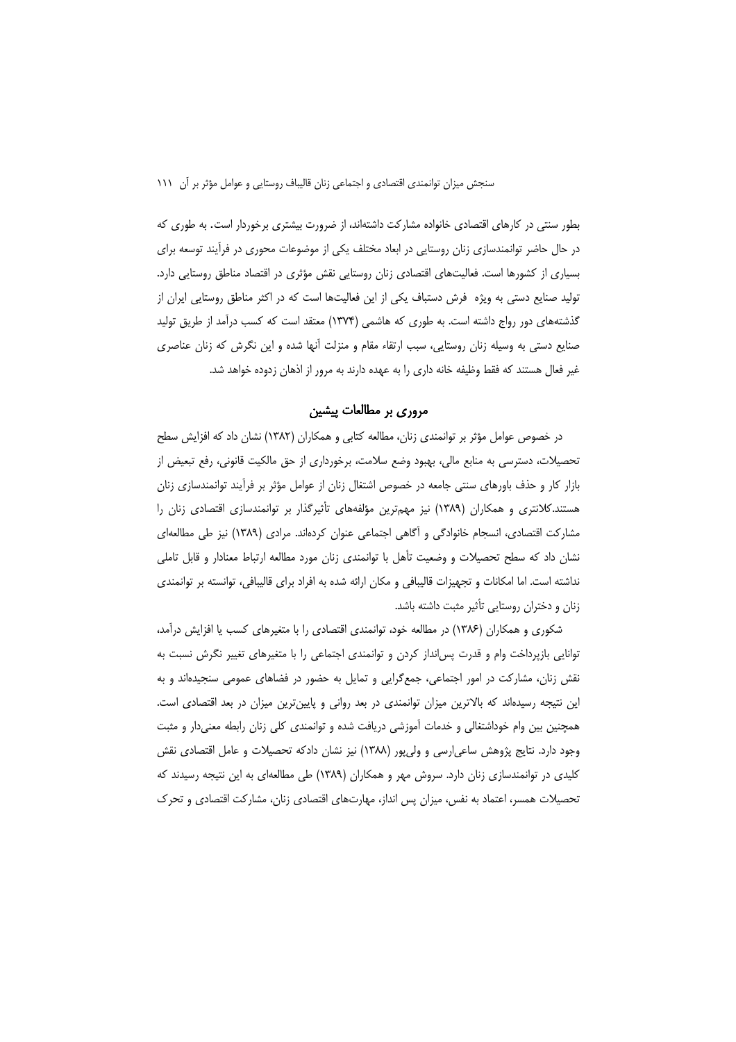بطور سنتی در کارهای اقتصادی خانواده مشارکت داشته‌اند، از ضرورت بیشتری برخوردار است. به طوری که در حال حاضر توانمندسازی زنان روستایی در ابعاد مختلف یکی از موضوعات محوری در فرآیند توسعه برای بسیاری از کشورها است. فعالیت‌های اقتصادی زنان روستایی نقش مؤثری در اقتصاد مناطق روستایی دارد. تولید صنایع دستی به ویژه فرش دستباف یکی از این فعالیت‌ها است که در اکثر مناطق روستایی ایران از گذشته‌های دور رواج داشته است. به طوری که هاشمی (۱۳۷۴) معتقد است که کسب درآمد از طریق تولید صنایع دستی به وسیله زنان روستایی، سبب ارتقاء مقام و منزلت آنها شده و این نگرش که زنان عناصری غیر فعال هستند که فقط وظیفه خانه داری را به عهده دارند به مرور از اذهان زدوده خواهد شد.

## مروری بر مطالعات پیشین

در خصوص عوامل مؤثر بر توانمندی زنان، مطالعه کتابی و همکاران (۱۳۸۲) نشان داد که افزایش سطح تحصیلات، دسترسی به منابع مالی، بهبود وضع سلامت، برخورداری از حق مالکیت قانونی، رفع تبعیض از بازار کار و حذف باورهای سنتی جامعه در خصوص اشتغال زنان از عوامل مؤثر بر فرآیند توانمندسازی زنان هستند.کلانتری و همکاران (۱۳۸۹) نیز مهم‌ترین مؤلفه‌های تأثیرگذار بر توانمندسازی اقتصادی زنان را مشارکت اقتصادی، انسجام خانوادگی و آگاهی اجتماعی عنوان کرده‌اند. مرادی (۱۳۸۹) نیز طی مطالعه‌ای نشان داد که سطح تحصیلات و وضعیت تأهل با توانمندی زنان مورد مطالعه ارتباط معنادار و قابل تاملی نداشته است. اما امکانات و تجهیزات قالیبافی و مکان ارائه شده به افراد برای قالیبافی، توانسته بر توانمندی زنان و دختران روستایی تأثیر مثبت داشته باشد.

شکوری و همکاران (۱۳۸۶) در مطالعه خود، توانمندی اقتصادی را با متغیرهای کسب یا افزایش درآمد، توانایی بازپرداخت وام و قدرت پس‌انداز کردن و توانمندی اجتماعی را با متغیرهای تغییر نگرش نسبت به نقش زنان، مشارکت در امور اجتماعی، جمع‌گرایی و تمایل به حضور در فضاهای عمومی سنجیده‌اند و به این نتیجه رسیده‌اند که بالاترین میزان توانمندی در بعد روانی و پایین‌ترین میزان در بعد اقتصادی است. همچنین بین وام خوداشتغالی و خدمات آموزشی دریافت شده و توانمندی کلی زنان رابطه معنی‌دار و مثبت وجود دارد. نتایج پژوهش ساعی‌ارسی و ولی‌پور (۱۳۸۸) نیز نشان دادکه تحصیلات و عامل اقتصادی نقش کلیدی در توانمندسازی زنان دارد. سروش مهر و همکاران (۱۳۸۹) طی مطالعه‌ای به این نتیجه رسیدند که تحصیلات همسر، اعتماد به نفس، میزان پس انداز، مهارت‌های اقتصادی زنان، مشارکت اقتصادی و تحرک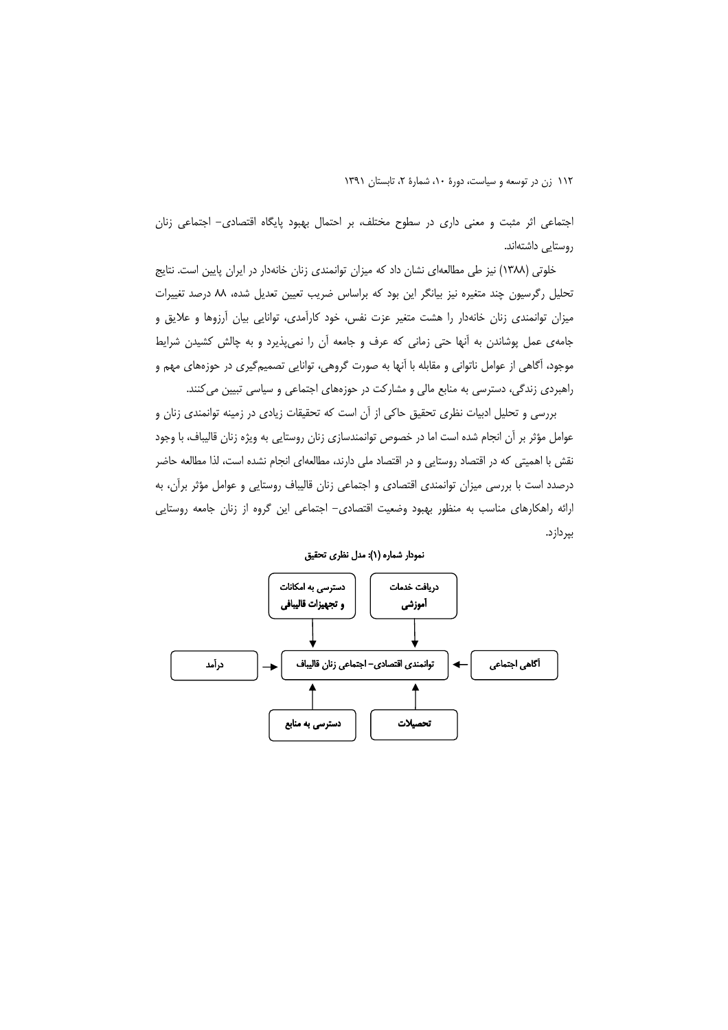اجتماعی اثر مثبت و معنی داری در سطوح مختلف، بر احتمال بهبود پایگاه اقتصادی- اجتماعی زنان روستایی داشته‌اند.

خلوتی (۱۳۸۸) نیز طی مطالعه‌ای نشان داد که میزان توانمندی زنان خانه‌دار در ایران پایین است. نتایج تحلیل رگرسیون چند متغیره نیز بیانگر این بود که براساس ضریب تعیین تعدیل شده، ۸۸ درصد تغییرات میزان توانمندی زنان خانه‌دار را هشت متغیر عزت نفس، خود کارآمدی، توانایی بیان آرزوها و علایق و جامه‌ی عمل پوشاندن به آنها حتی زمانی که عرف و جامعه آن را نمی‌پذیرد و به چالش کشیدن شرایط موجود، آگاهی از عوامل ناتوانی و مقابله با آنها به صورت گروهی، توانایی تصمیم‌گیری در حوزه‌های مهم و راهبردی زندگی، دسترسی به منابع مالی و مشارکت در حوزه‌های اجتماعی و سیاسی تبیین می‌کنند.

بررسی و تحلیل ادبیات نظری تحقیق حاکی از آن است که تحقیقات زیادی در زمینه توانمندی زنان و عوامل مؤثر بر آن انجام شده است اما در خصوص توانمندسازی زنان روستایی به ویژه زنان قالیباف، با وجود نقش با اهمیتی که در اقتصاد روستایی و در اقتصاد ملی دارند، مطالعه‌ای انجام نشده است، لذا مطالعه حاضر درصدد است با بررسی میزان توانمندی اقتصادی و اجتماعی زنان قالیباف روستایی و عوامل مؤثر برآن، به ارائه راهکارهای مناسب به منظور بهبود وضعیت اقتصادی- اجتماعی این گروه از زنان جامعه روستایی بپردازد.

**نمودار شماره (۱): مدل نظری تحقیق**

| عامل | ← | پیامد |
|---|---|---|
| دریافت خدمات آموزشی | → | توانمندی اقتصادی- اجتماعی زنان قالیباف |
| دسترسی به امکانات و تجهیزات قالیبافی | → | توانمندی اقتصادی- اجتماعی زنان قالیباف |
| آگاهی اجتماعی | → | توانمندی اقتصادی- اجتماعی زنان قالیباف |
| درآمد | → | توانمندی اقتصادی- اجتماعی زنان قالیباف |
| تحصیلات | → | توانمندی اقتصادی- اجتماعی زنان قالیباف |
| دسترسی به منابع | → | توانمندی اقتصادی- اجتماعی زنان قالیباف |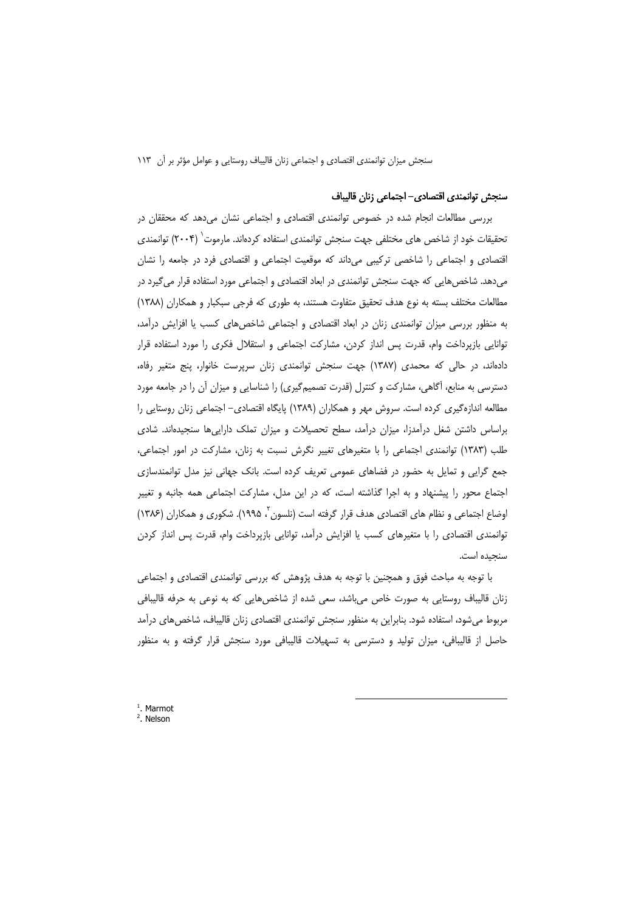### سنجش توانمندی اقتصادی– اجتماعی زنان قالیباف

بررسی مطالعات انجام شده در خصوص توانمندی اقتصادی و اجتماعی نشان می‌دهد که محققان در تحقیقات خود از شاخص های مختلفی جهت سنجش توانمندی استفاده کرده‌اند. مارموت[1] (۲۰۰۴) توانمندی اقتصادی و اجتماعی را شاخصی ترکیبی می‌داند که موقعیت اجتماعی و اقتصادی فرد در جامعه را نشان می‌دهد. شاخص‌هایی که جهت سنجش توانمندی در ابعاد اقتصادی و اجتماعی مورد استفاده قرار می‌گیرد در مطالعات مختلف بسته به نوع هدف تحقیق متفاوت هستند، به طوری که فرجی سبکبار و همکاران (۱۳۸۸) به منظور بررسی میزان توانمندی زنان در ابعاد اقتصادی و اجتماعی شاخص‌های کسب یا افزایش درآمد، توانایی بازپرداخت وام، قدرت پس انداز کردن، مشارکت اجتماعی و استقلال فکری را مورد استفاده قرار داده‌اند، در حالی که محمدی (۱۳۸۷) جهت سنجش توانمندی زنان سرپرست خانوار، پنج متغیر رفاه، دسترسی به منابع، آگاهی، مشارکت و کنترل (قدرت تصمیم‌گیری) را شناسایی و میزان آن را در جامعه مورد مطالعه اندازه‌گیری کرده است. سروش مهر و همکاران (۱۳۸۹) پایگاه اقتصادی– اجتماعی زنان روستایی را براساس داشتن شغل درآمدزا، میزان درآمد، سطح تحصیلات و میزان تملک دارایی‌ها سنجیده‌اند. شادی طلب (۱۳۸۳) توانمندی اجتماعی را با متغیرهای تغییر نگرش نسبت به زنان، مشارکت در امور اجتماعی، جمع گرایی و تمایل به حضور در فضاهای عمومی تعریف کرده است. بانک جهانی نیز مدل توانمندسازی اجتماع محور را پیشنهاد و به اجرا گذاشته است، که در این مدل، مشارکت اجتماعی همه جانبه و تغییر اوضاع اجتماعی و نظام های اقتصادی هدف قرار گرفته است (نلسون[2]، ۱۹۹۵). شکوری و همکاران (۱۳۸۶) توانمندی اقتصادی را با متغیرهای کسب یا افزایش درآمد، توانایی بازپرداخت وام، قدرت پس انداز کردن سنجیده است.

با توجه به مباحث فوق و همچنین با توجه به هدف پژوهش که بررسی توانمندی اقتصادی و اجتماعی زنان قالیباف روستایی به صورت خاص می‌باشد، سعی شده از شاخص‌هایی که به نوعی به حرفه قالیبافی مربوط می‌شود، استفاده شود. بنابراین به منظور سنجش توانمندی اقتصادی زنان قالیباف، شاخص‌های درآمد حاصل از قالیبافی، میزان تولید و دسترسی به تسهیلات قالیبافی مورد سنجش قرار گرفته و به منظور

---

[1]. Marmot
[2]. Nelson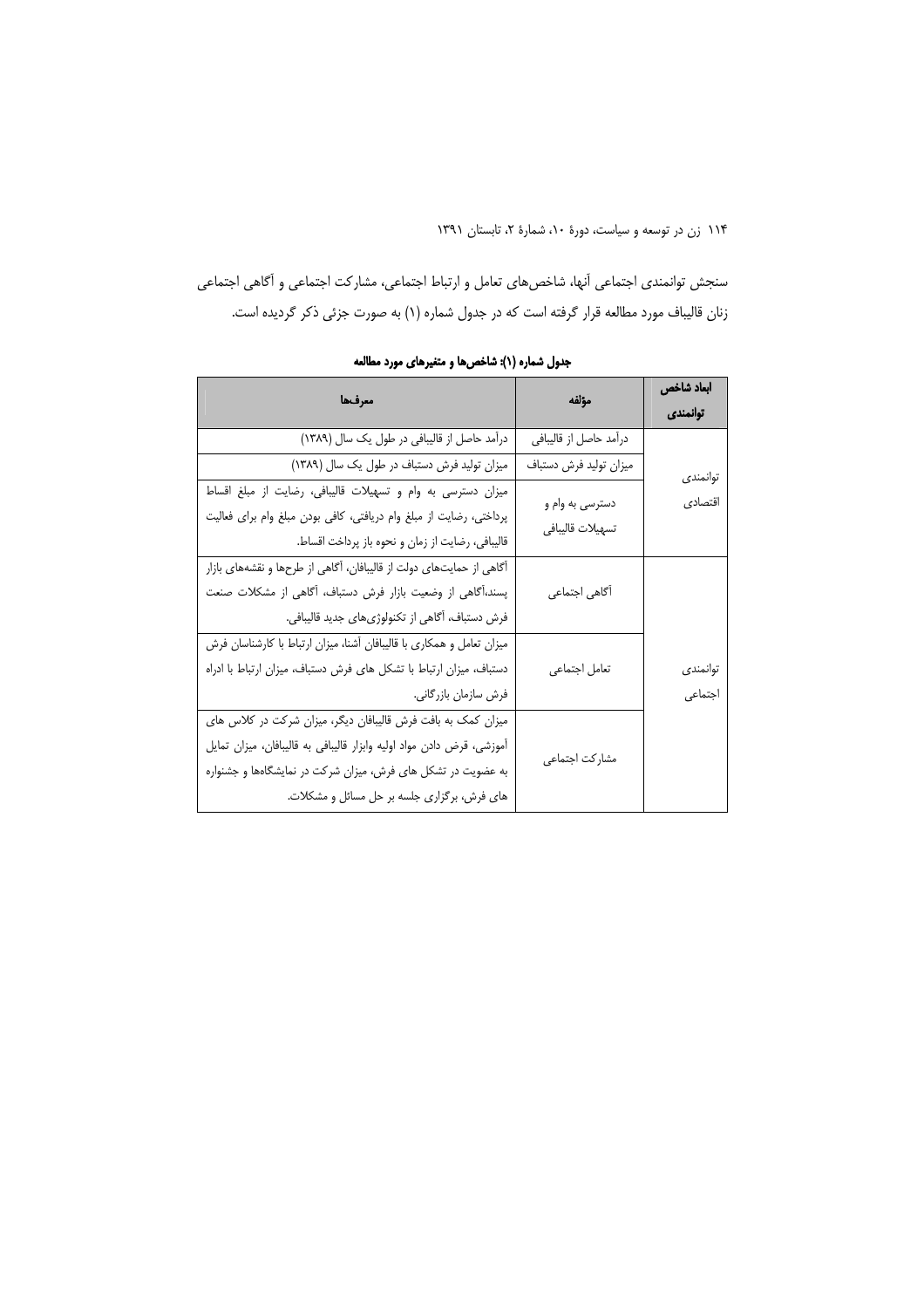سنجش توانمندی اجتماعی آنها، شاخص‌های تعامل و ارتباط اجتماعی، مشارکت اجتماعی و آگاهی اجتماعی زنان قالیباف مورد مطالعه قرار گرفته است که در جدول شماره (۱) به صورت جزئی ذکر گردیده است.

**جدول شماره (۱): شاخص‌ها و متغیرهای مورد مطالعه**

| ابعاد شاخص توانمندی | مؤلفه | معرف‌ها |
|---|---|---|
| توانمندی اقتصادی | درآمد حاصل از قالیبافی | درآمد حاصل از قالیبافی در طول یک سال (۱۳۸۹) |
| | میزان تولید فرش دستباف | میزان تولید فرش دستباف در طول یک سال (۱۳۸۹) |
| | دسترسی به وام و تسهیلات قالیبافی | میزان دسترسی به وام و تسهیلات قالیبافی، رضایت از مبلغ اقساط پرداختی، رضایت از مبلغ وام دریافتی، کافی بودن مبلغ وام برای فعالیت قالیبافی، رضایت از زمان و نحوه باز پرداخت اقساط. |
| توانمندی اجتماعی | آگاهی اجتماعی | آگاهی از حمایت‌های دولت از قالیبافان، آگاهی از طرحها و نقشه‌های بازار پسند،آگاهی از وضعیت بازار فرش دستباف، آگاهی از مشکلات صنعت فرش دستباف، آگاهی از تکنولوژی‌های جدید قالیبافی. |
| | تعامل اجتماعی | میزان تعامل و همکاری با قالیبافان آشنا، میزان ارتباط با کارشناسان فرش دستباف، میزان ارتباط با تشکل های فرش دستباف، میزان ارتباط با ادراه فرش سازمان بازرگانی. |
| | مشارکت اجتماعی | میزان کمک به بافت فرش قالیبافان دیگر، میزان شرکت در کلاس های آموزشی، قرض دادن مواد اولیه وابزار قالیبافی به قالیبافان، میزان تمایل به عضویت در تشکل های فرش، میزان شرکت در نمایشگاه‌ها و جشنواره های فرش، برگزاری جلسه بر حل مسائل و مشکلات. |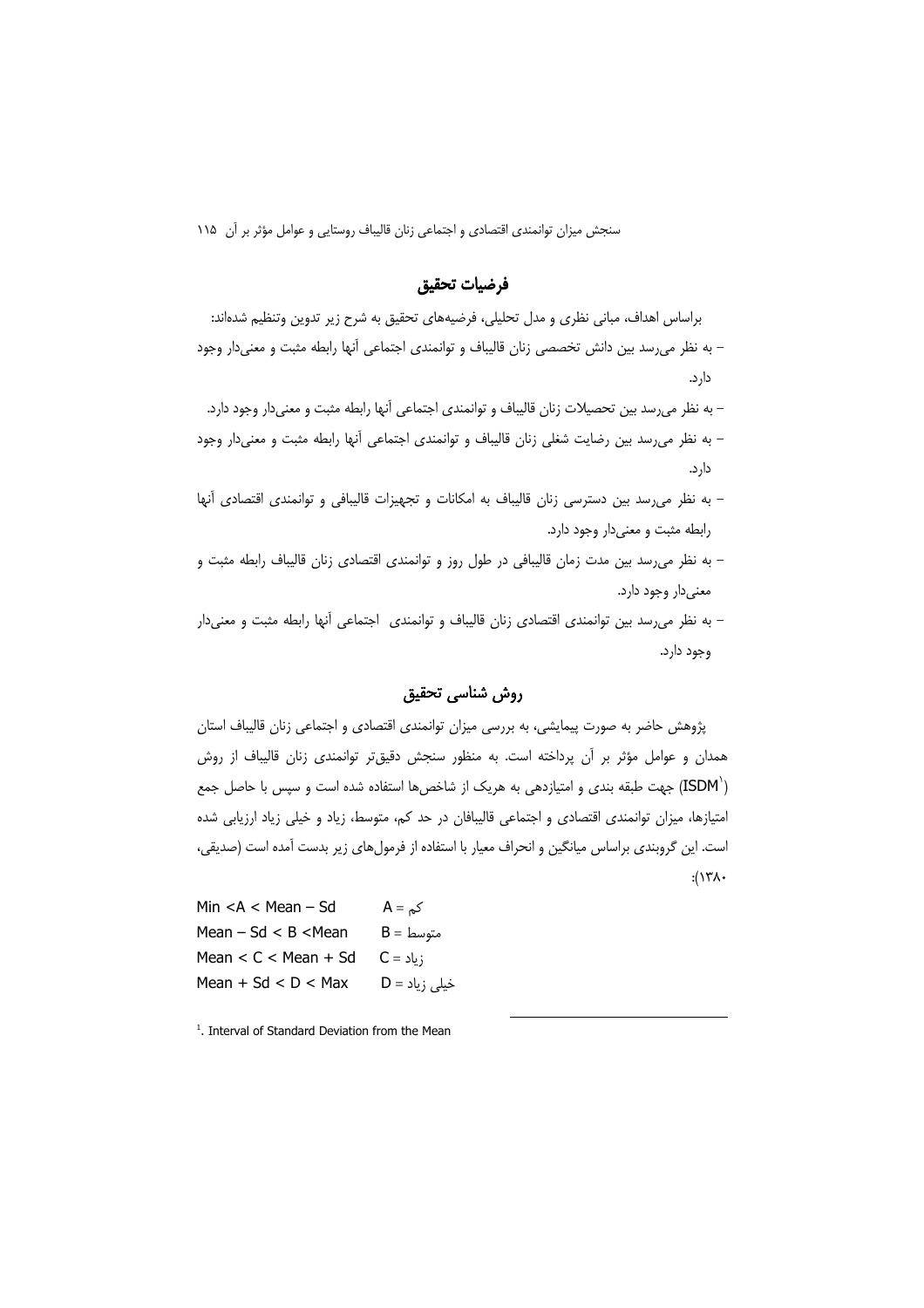## فرضیات تحقیق

براساس اهداف، مبانی نظری و مدل تحلیلی، فرضیه‌های تحقیق به شرح زیر تدوین وتنظیم شده‌اند:

- به نظر می‌رسد بین دانش تخصصی زنان قالیباف و توانمندی اجتماعی آنها رابطه مثبت و معنی‌دار وجود دارد.
- به نظر می‌رسد بین تحصیلات زنان قالیباف و توانمندی اجتماعی آنها رابطه مثبت و معنی‌دار وجود دارد.
- به نظر می‌رسد بین رضایت شغلی زنان قالیباف و توانمندی اجتماعی آنها رابطه مثبت و معنی‌دار وجود دارد.
- به نظر می‌رسد بین دسترسی زنان قالیباف به امکانات و تجهیزات قالیبافی و توانمندی اقتصادی آنها رابطه مثبت و معنی‌دار وجود دارد.
- به نظر می‌رسد بین مدت زمان قالیبافی در طول روز و توانمندی اقتصادی زنان قالیباف رابطه مثبت و معنی‌دار وجود دارد.
- به نظر می‌رسد بین توانمندی اقتصادی زنان قالیباف و توانمندی اجتماعی آنها رابطه مثبت و معنی‌دار وجود دارد.

## روش شناسی تحقیق

پژوهش حاضر به صورت پیمایشی، به بررسی میزان توانمندی اقتصادی و اجتماعی زنان قالیباف استان همدان و عوامل مؤثر بر آن پرداخته است. به منظور سنجش دقیق‌تر توانمندی زنان قالیباف از روش (ISDM[1]) جهت طبقه بندی و امتیازدهی به هریک از شاخص‌ها استفاده شده است و سپس با حاصل جمع امتیازها، میزان توانمندی اقتصادی و اجتماعی قالیبافان در حد کم، متوسط، زیاد و خیلی زیاد ارزیابی شده است. این گروبندی براساس میانگین و انحراف معیار با استفاده از فرمول‌های زیر بدست آمده است (صدیقی، ۱۳۸۰):

$Min < A < Mean - Sd$ &nbsp;&nbsp;&nbsp; A = کم

$Mean - Sd < B < Mean$ &nbsp;&nbsp;&nbsp; B = متوسط

$Mean < C < Mean + Sd$ &nbsp;&nbsp;&nbsp; C = زیاد

$Mean + Sd < D < Max$ &nbsp;&nbsp;&nbsp; D = خیلی زیاد

[1]. Interval of Standard Deviation from the Mean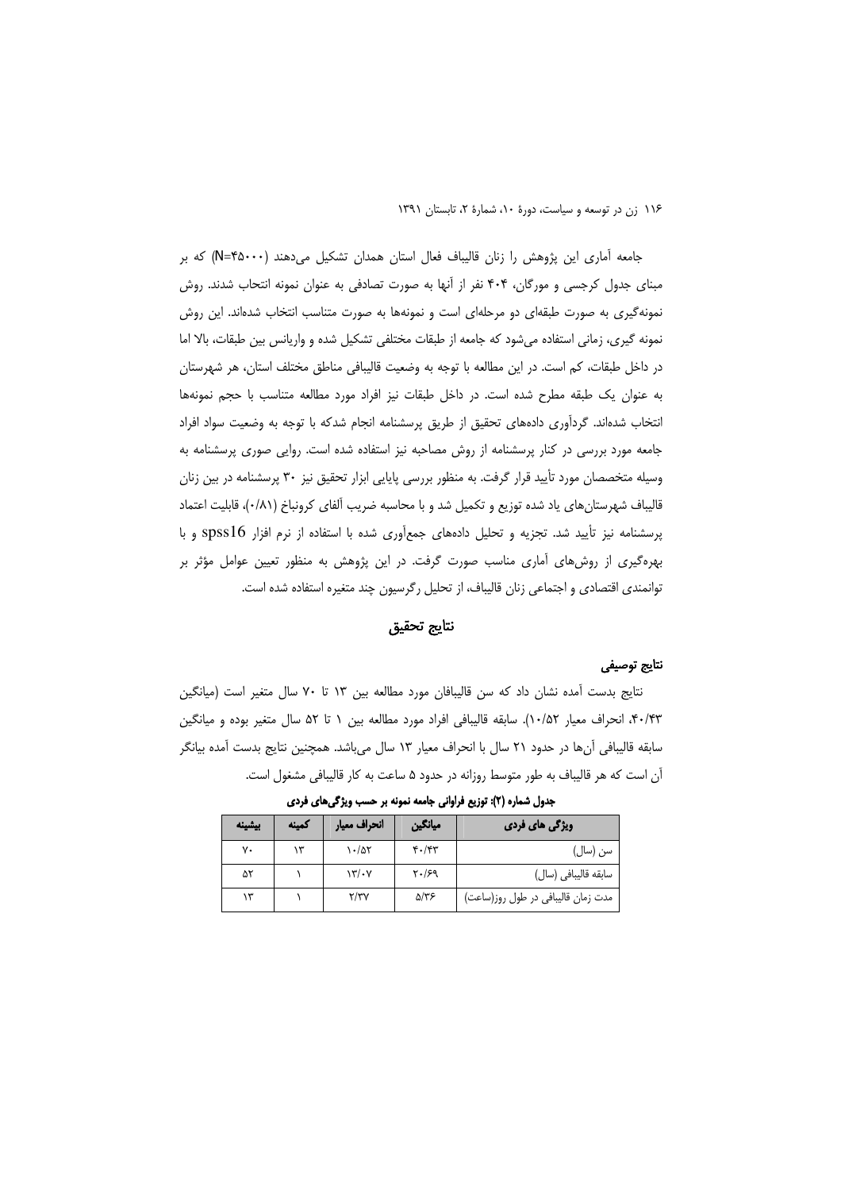جامعه آماری این پژوهش را زنان قالیباف فعال استان همدان تشکیل می‌دهند (N=۴۵۰۰۰) که بر مبنای جدول کرجسی و مورگان، ۴۰۴ نفر از آنها به صورت تصادفی به عنوان نمونه انتحاب شدند. روش نمونه‌گیری به صورت طبقه‌ای دو مرحله‌ای است و نمونه‌ها به صورت متناسب انتخاب شده‌اند. این روش نمونه گیری، زمانی استفاده می‌شود که جامعه از طبقات مختلفی تشکیل شده و واریانس بین طبقات، بالا اما در داخل طبقات، کم است. در این مطالعه با توجه به وضعیت قالیبافی مناطق مختلف استان، هر شهرستان به عنوان یک طبقه مطرح شده است. در داخل طبقات نیز افراد مورد مطالعه متناسب با حجم نمونه‌ها انتخاب شده‌اند. گردآوری داده‌های تحقیق از طریق پرسشنامه انجام شدکه با توجه به وضعیت سواد افراد جامعه مورد بررسی در کنار پرسشنامه از روش مصاحبه نیز استفاده شده است. روایی صوری پرسشنامه به وسیله متخصصان مورد تأیید قرار گرفت. به منظور بررسی پایایی ابزار تحقیق نیز ۳۰ پرسشنامه در بین زنان قالیباف شهرستان‌های یاد شده توزیع و تکمیل شد و با محاسبه ضریب آلفای کرونباخ (۰/۸۱)، قابلیت اعتماد پرسشنامه نیز تأیید شد. تجزیه و تحلیل داده‌های جمع‌آوری شده با استفاده از نرم افزار spss16 و با بهره‌گیری از روش‌های آماری مناسب صورت گرفت. در این پژوهش به منظور تعیین عوامل مؤثر بر توانمندی اقتصادی و اجتماعی زنان قالیباف، از تحلیل رگرسیون چند متغیره استفاده شده است.

## نتایج تحقیق

### نتایج توصیفی

نتایج بدست آمده نشان داد که سن قالیبافان مورد مطالعه بین ۱۳ تا ۷۰ سال متغیر است (میانگین ۴۰/۴۳، انحراف معیار ۱۰/۵۲). سابقه قالیبافی افراد مورد مطالعه بین ۱ تا ۵۲ سال متغیر بوده و میانگین سابقه قالیبافی آن‌ها در حدود ۲۱ سال با انحراف معیار ۱۳ سال می‌باشد. همچنین نتایج بدست آمده بیانگر آن است که هر قالیباف به طور متوسط روزانه در حدود ۵ ساعت به کار قالیبافی مشغول است.

**جدول شماره (۲): توزیع فراوانی جامعه نمونه بر حسب ویژگی‌های فردی**

| ویژگی های فردی | میانگین | انحراف معیار | کمینه | بیشینه |
|---|---|---|---|---|
| سن (سال) | ۴۰/۴۳ | ۱۰/۵۲ | ۱۳ | ۷۰ |
| سابقه قالیبافی (سال) | ۲۰/۶۹ | ۱۳/۰۷ | ۱ | ۵۲ |
| مدت زمان قالیبافی در طول روز(ساعت) | ۵/۳۶ | ۲/۳۷ | ۱ | ۱۳ |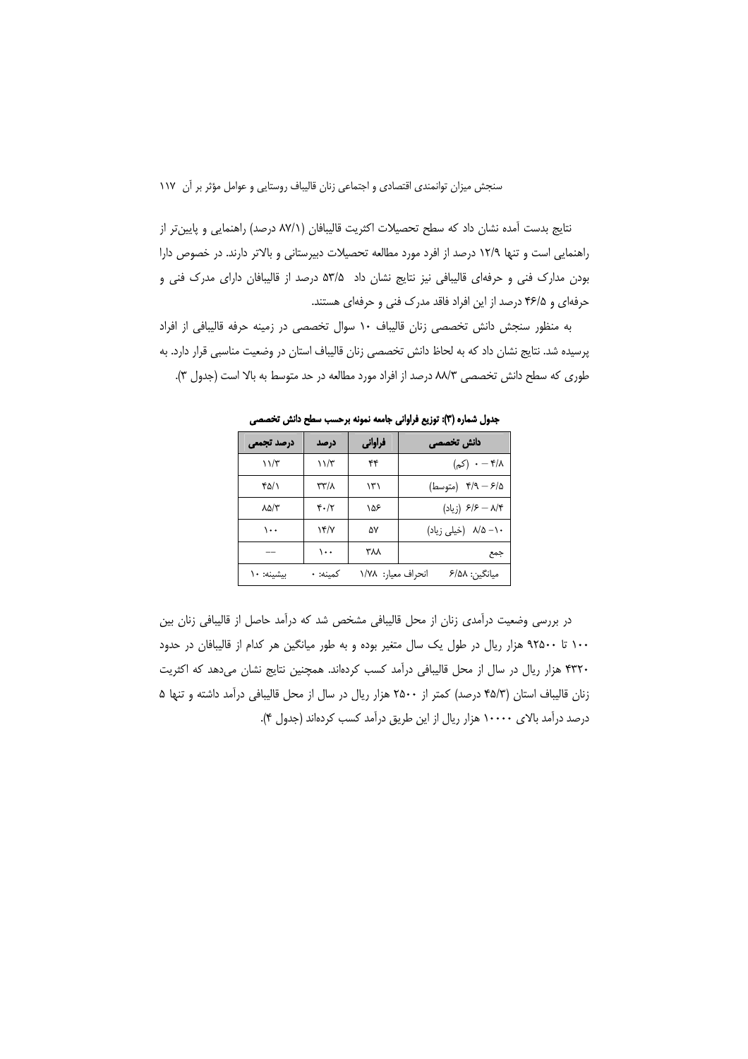نتایج بدست آمده نشان داد که سطح تحصیلات اکثریت قالیبافان (۸۷/۱ درصد) راهنمایی و پایین‌تر از راهنمایی است و تنها ۱۲/۹ درصد از افرد مورد مطالعه تحصیلات دبیرستانی و بالاتر دارند. در خصوص دارا بودن مدارک فنی و حرفه‌ای قالیبافی نیز نتایج نشان داد ۵۳/۵ درصد از قالیبافان دارای مدرک فنی و حرفه‌ای و ۴۶/۵ درصد از این افراد فاقد مدرک فنی و حرفه‌ای هستند.

به منظور سنجش دانش تخصصی زنان قالیباف ۱۰ سوال تخصصی در زمینه حرفه قالیبافی از افراد پرسیده شد. نتایج نشان داد که به لحاظ دانش تخصصی زنان قالیباف استان در وضعیت مناسبی قرار دارد. به طوری که سطح دانش تخصصی ۸۸/۳ درصد از افراد مورد مطالعه در حد متوسط به بالا است (جدول ۳).

**جدول شماره (۳): توزیع فراوانی جامعه نمونه برحسب سطح دانش تخصصی**

| دانش تخصصی | فراوانی | درصد | درصد تجمعی |
|---|---|---|---|
| ۰ – ۴/۸ (کم) | ۴۴ | ۱۱/۳ | ۱۱/۳ |
| ۴/۹ – ۶/۵ (متوسط) | ۱۳۱ | ۳۳/۸ | ۴۵/۱ |
| ۶/۶ – ۸/۴ (زیاد) | ۱۵۶ | ۴۰/۲ | ۸۵/۳ |
| ۸/۵ –۱۰ (خیلی زیاد) | ۵۷ | ۱۴/۷ | ۱۰۰ |
| جمع | ۳۸۸ | ۱۰۰ | -- |
| میانگین: ۶/۵۸ | انحراف معیار: ۱/۷۸ | کمینه: ۰ | بیشینه: ۱۰ |

در بررسی وضعیت درآمدی زنان از محل قالیبافی مشخص شد که درآمد حاصل از قالیبافی زنان بین ۱۰۰ تا ۹۲۵۰۰ هزار ریال در طول یک سال متغیر بوده و به طور میانگین هر کدام از قالیبافان در حدود ۴۳۲۰ هزار ریال در سال از محل قالیبافی درآمد کسب کرده‌اند. همچنین نتایج نشان می‌دهد که اکثریت زنان قالیباف استان (۴۵/۳ درصد) کمتر از ۲۵۰۰ هزار ریال در سال از محل قالیبافی درآمد داشته و تنها ۵ درصد درآمد بالای ۱۰۰۰۰ هزار ریال از این طریق درآمد کسب کرده‌اند (جدول ۴).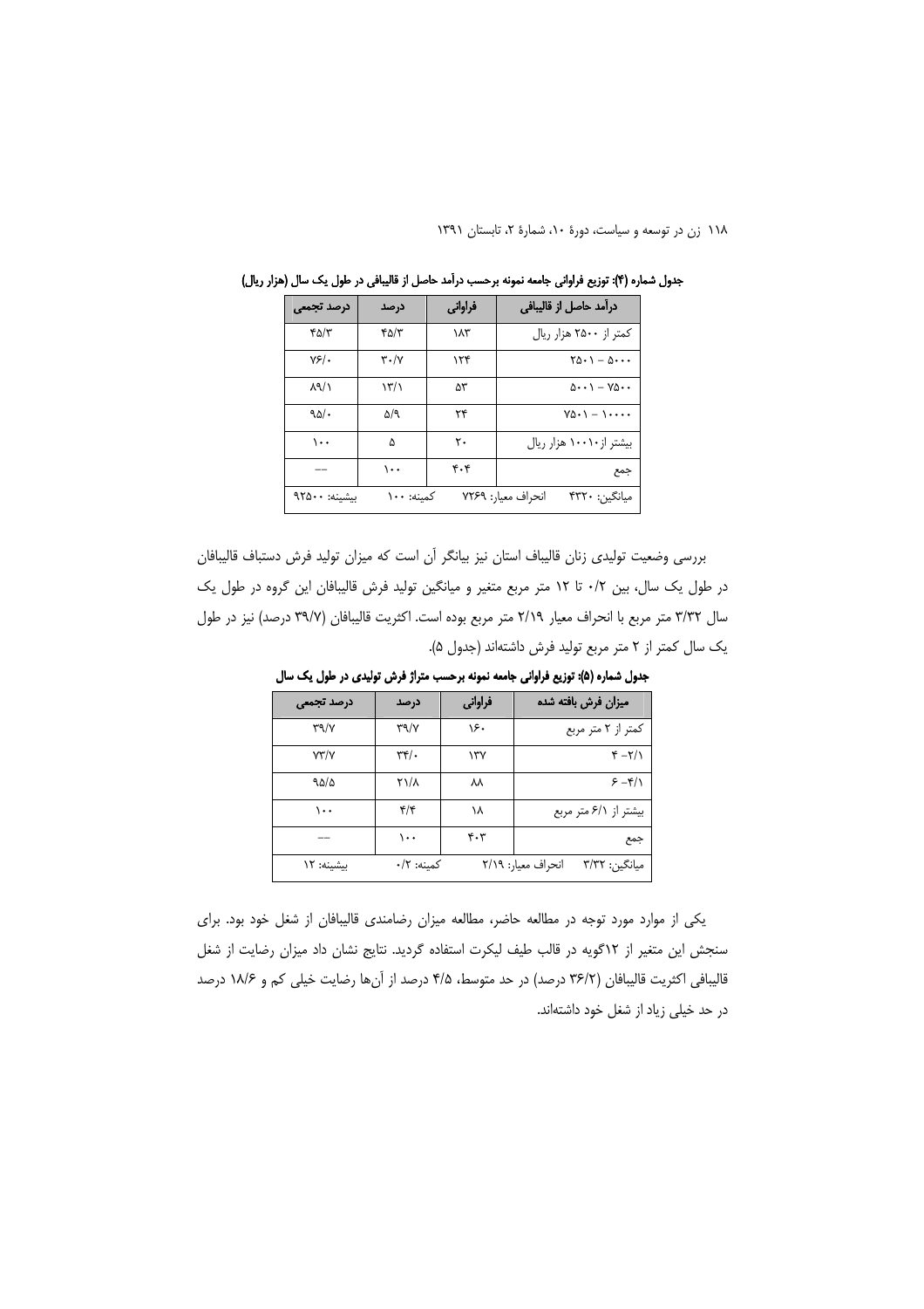**جدول شماره (۴): توزیع فراوانی جامعه نمونه برحسب درآمد حاصل از قالیبافی در طول یک سال (هزار ریال)**

| درآمد حاصل از قالیبافی | فراوانی | درصد | درصد تجمعی |
|---|---|---|---|
| کمتر از ۲۵۰۰ هزار ریال | ۱۸۳ | ۴۵/۳ | ۴۵/۳ |
| ۵۰۰۰ – ۲۵۰۱ | ۱۲۴ | ۳۰/۷ | ۷۶/۰ |
| ۷۵۰۰ – ۵۰۰۱ | ۵۳ | ۱۳/۱ | ۸۹/۱ |
| ۱۰۰۰۰ – ۷۵۰۱ | ۲۴ | ۵/۹ | ۹۵/۰ |
| بیشتر از ۱۰۰۱۰ هزار ریال | ۲۰ | ۵ | ۱۰۰ |
| جمع | ۴۰۴ | ۱۰۰ | -- |
| میانگین: ۴۳۲۰ | انحراف معیار: ۷۲۶۹ | کمینه: ۱۰۰ | بیشینه: ۹۲۵۰۰ |

بررسی وضعیت تولیدی زنان قالیباف استان نیز بیانگر آن است که میزان تولید فرش دستباف قالیبافان در طول یک سال، بین ۰/۲ تا ۱۲ متر مربع متغیر و میانگین تولید فرش قالیبافان این گروه در طول یک سال ۳/۳۲ متر مربع با انحراف معیار ۲/۱۹ متر مربع بوده است. اکثریت قالیبافان (۳۹/۷ درصد) نیز در طول یک سال کمتر از ۲ متر مربع تولید فرش داشته‌اند (جدول ۵).

**جدول شماره (۵): توزیع فراوانی جامعه نمونه برحسب متراژ فرش تولیدی در طول یک سال**

| میزان فرش بافته شده | فراوانی | درصد | درصد تجمعی |
|---|---|---|---|
| کمتر از ۲ متر مربع | ۱۶۰ | ۳۹/۷ | ۳۹/۷ |
| ۲/۱– ۴ | ۱۳۷ | ۳۴/۰ | ۷۳/۷ |
| ۴/۱– ۶ | ۸۸ | ۲۱/۸ | ۹۵/۵ |
| بیشتر از ۶/۱ متر مربع | ۱۸ | ۴/۴ | ۱۰۰ |
| جمع | ۴۰۳ | ۱۰۰ | -- |
| میانگین: ۳/۳۲ | انحراف معیار: ۲/۱۹ | کمینه: ۰/۲ | بیشینه: ۱۲ |

یکی از موارد مورد توجه در مطالعه حاضر، مطالعه میزان رضامندی قالیبافان از شغل خود بود. برای سنجش این متغیر از ۱۲گویه در قالب طیف لیکرت استفاده گردید. نتایج نشان داد میزان رضایت از شغل قالیبافی اکثریت قالیبافان (۳۶/۲ درصد) در حد متوسط، ۴/۵ درصد از آن‌ها رضایت خیلی کم و ۱۸/۶ درصد در حد خیلی زیاد از شغل خود داشته‌اند.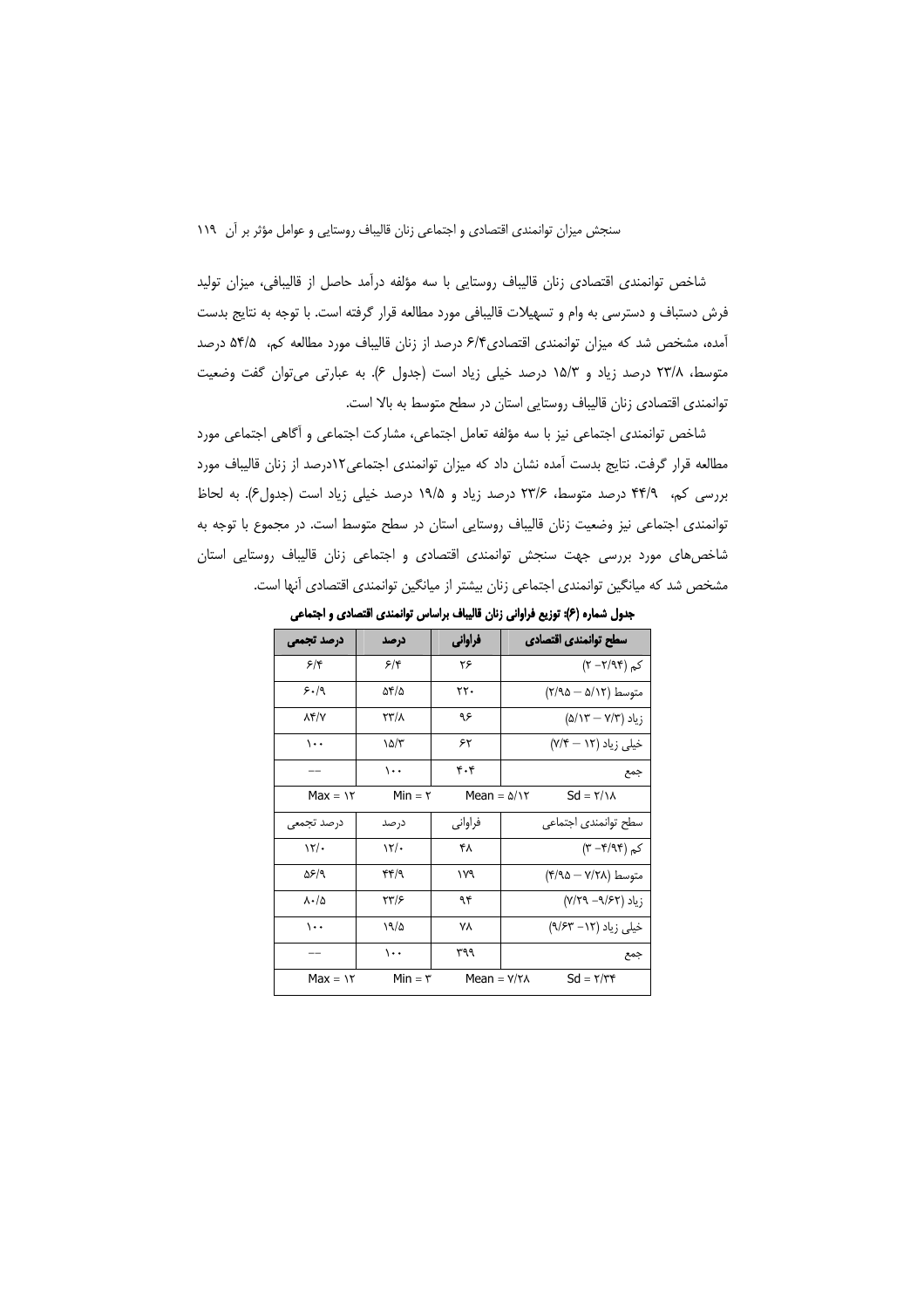شاخص توانمندی اقتصادی زنان قالیباف روستایی با سه مؤلفه درآمد حاصل از قالیبافی، میزان تولید فرش دستباف و دسترسی به وام و تسهیلات قالیبافی مورد مطالعه قرار گرفته است. با توجه به نتایج بدست آمده، مشخص شد که میزان توانمندی اقتصادی۶/۴ درصد از زنان قالیباف مورد مطالعه کم، ۵۴/۵ درصد متوسط، ۲۳/۸ درصد زیاد و ۱۵/۳ درصد خیلی زیاد است (جدول ۶). به عبارتی می‌توان گفت وضعیت توانمندی اقتصادی زنان قالیباف روستایی استان در سطح متوسط به بالا است.

شاخص توانمندی اجتماعی نیز با سه مؤلفه تعامل اجتماعی، مشارکت اجتماعی و آگاهی اجتماعی مورد مطالعه قرار گرفت. نتایج بدست آمده نشان داد که میزان توانمندی اجتماعی۱۲درصد از زنان قالیباف مورد بررسی کم، ۴۴/۹ درصد متوسط، ۲۳/۶ درصد زیاد و ۱۹/۵ درصد خیلی زیاد است (جدول۶). به لحاظ توانمندی اجتماعی نیز وضعیت زنان قالیباف روستایی استان در سطح متوسط است. در مجموع با توجه به شاخص‌های مورد بررسی جهت سنجش توانمندی اقتصادی و اجتماعی زنان قالیباف روستایی استان مشخص شد که میانگین توانمندی اجتماعی زنان بیشتر از میانگین توانمندی اقتصادی آنها است.

**جدول شماره (۶): توزیع فراوانی زنان قالیباف براساس توانمندی اقتصادی و اجتماعی**

| سطح توانمندی اقتصادی | فراوانی | درصد | درصد تجمعی |
|---|---|---|---|
| کم (۲/۹۴– ۲) | ۲۶ | ۶/۴ | ۶/۴ |
| متوسط (۵/۱۲ – ۲/۹۵) | ۲۲۰ | ۵۴/۵ | ۶۰/۹ |
| زیاد (۷/۳ – ۵/۱۳) | ۹۶ | ۲۳/۸ | ۸۴/۷ |
| خیلی زیاد (۱۲ – ۷/۴) | ۶۲ | ۱۵/۳ | ۱۰۰ |
| جمع | ۴۰۴ | ۱۰۰ | -- |
| Sd = ۲/۱۸ | Mean = ۵/۱۲ | Min = ۲ | Max = ۱۲ |
| سطح توانمندی اجتماعی | فراوانی | درصد | درصد تجمعی |
| کم (۴/۹۴– ۳) | ۴۸ | ۱۲/۰ | ۱۲/۰ |
| متوسط (۷/۲۸ – ۴/۹۵) | ۱۷۹ | ۴۴/۹ | ۵۶/۹ |
| زیاد (۹/۶۲– ۷/۲۹) | ۹۴ | ۲۳/۶ | ۸۰/۵ |
| خیلی زیاد (۱۲– ۹/۶۳) | ۷۸ | ۱۹/۵ | ۱۰۰ |
| جمع | ۳۹۹ | ۱۰۰ | -- |
| Sd = ۲/۳۴ | Mean = ۷/۲۸ | Min = ۳ | Max = ۱۲ |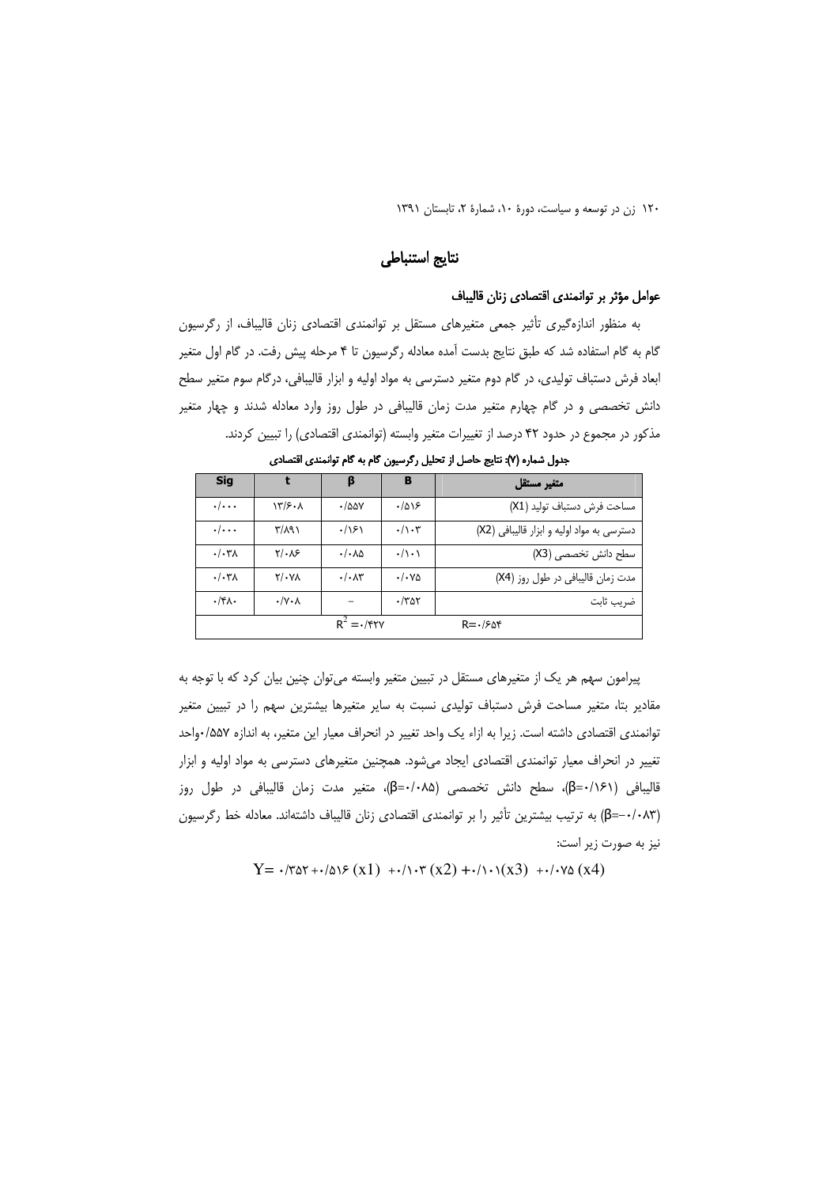## نتایج استنباطی

### عوامل مؤثر بر توانمندی اقتصادی زنان قالیباف

به منظور اندازه‌گیری تأثیر جمعی متغیرهای مستقل بر توانمندی اقتصادی زنان قالیباف، از رگرسیون گام به گام استفاده شد که طبق نتایج بدست آمده معادله رگرسیون تا ۴ مرحله پیش رفت. در گام اول متغیر ابعاد فرش دستباف تولیدی، در گام دوم متغیر دسترسی به مواد اولیه و ابزار قالیبافی، درگام سوم متغیر سطح دانش تخصصی و در گام چهارم متغیر مدت زمان قالیبافی در طول روز وارد معادله شدند و چهار متغیر مذکور در مجموع در حدود ۴۲ درصد از تغییرات متغیر وابسته (توانمندی اقتصادی) را تبیین کردند.

**جدول شماره (۷): نتایج حاصل از تحلیل رگرسیون گام به گام توانمندی اقتصادی**

| متغیر مستقل | B | β | t | Sig |
|---|---|---|---|---|
| مساحت فرش دستباف تولید (X1) | ۰/۵۱۶ | ۰/۵۵۷ | ۱۳/۶۰۸ | ۰/۰۰۰ |
| دسترسی به مواد اولیه و ابزار قالیبافی (X2) | ۰/۱۰۳ | ۰/۱۶۱ | ۳/۸۹۱ | ۰/۰۰۰ |
| سطح دانش تخصصی (X3) | ۰/۱۰۱ | ۰/۰۸۵ | ۲/۰۸۶ | ۰/۰۳۸ |
| مدت زمان قالیبافی در طول روز (X4) | ۰/۰۷۵ | ۰/۰۸۳ | ۲/۰۷۸ | ۰/۰۳۸ |
| ضریب ثابت | ۰/۳۵۲ | – | ۰/۷۰۸ | ۰/۴۸۰ |
| $R=۰/۶۵۴$ | | $R^2=۰/۴۲۷$ | | |

پیرامون سهم هر یک از متغیرهای مستقل در تبیین متغیر وابسته می‌توان چنین بیان کرد که با توجه به مقادیر بتا، متغیر مساحت فرش دستباف تولیدی نسبت به سایر متغیرها بیشترین سهم را در تبیین متغیر توانمندی اقتصادی داشته است. زیرا به ازاء یک واحد تغییر در انحراف معیار این متغیر، به اندازه ۰/۵۵۷واحد تغییر در انحراف معیار توانمندی اقتصادی ایجاد می‌شود. همچنین متغیرهای دسترسی به مواد اولیه و ابزار قالیبافی ($\beta$=۰/۱۶۱)، سطح دانش تخصصی ($\beta$=۰/۰۸۵)، متغیر مدت زمان قالیبافی در طول روز ($\beta$=۰/۰۸۳) به ترتیب بیشترین تأثیر را بر توانمندی اقتصادی زنان قالیباف داشته‌اند. معادله خط رگرسیون نیز به صورت زیر است:

$$Y= ۰/۳۵۲ +۰/۵۱۶ (x1) +۰/۱۰۳ (x2) +۰/۱۰۱(x3) +۰/۰۷۵ (x4)$$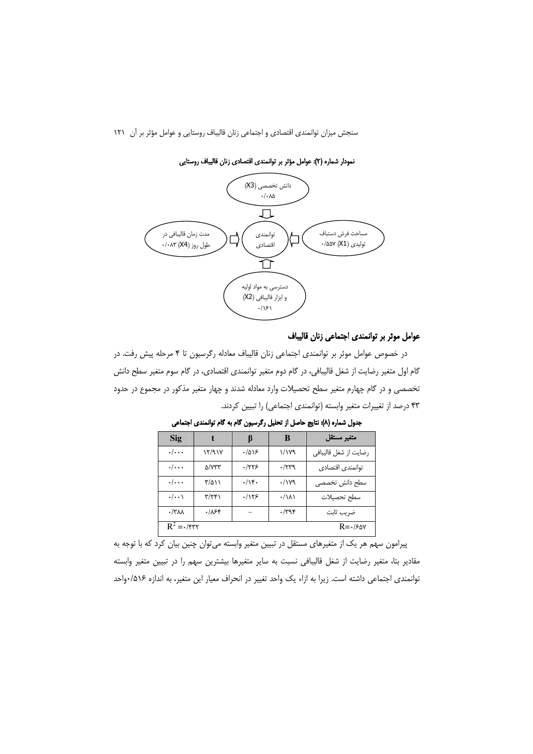نمودار شماره (۲): عوامل مؤثر بر توانمندی اقتصادی زنان قالیباف روستایی

- دانش تخصصی (X3) ۰/۰۸۵
- مساحت فرش دستباف تولیدی (X1) ۰/۵۵۷
- مدت زمان قالیبافی در طول روز (X4) ۰/۰۸۳
- دسترسی به مواد اولیه و ابزار قالیبافی (X2) ۰/۱۶۱
- توانمندی اقتصادی

## عوامل موثر بر توانمندی اجتماعی زنان قالیباف

در خصوص عوامل موثر بر توانمندی اجتماعی زنان قالیباف معادله رگرسیون تا ۴ مرحله پیش رفت. در گام اول متغیر رضایت از شغل قالیبافی، در گام دوم متغیر توانمندی اقتصادی، در گام سوم متغیر سطح دانش تخصصی و در گام چهارم متغیر سطح تحصیلات وارد معادله شدند و چهار متغیر مذکور در مجموع در حدود ۴۳ درصد از تغییرات متغیر وابسته (توانمندی اجتماعی) را تبیین کردند.

جدول شماره (۸): نتایج حاصل از تحلیل رگرسیون گام به گام توانمندی اجتماعی

| متغیر مستقل | B | β | t | Sig |
|---|---|---|---|---|
| رضایت از شغل قالیبافی | ۱/۱۷۹ | ۰/۵۱۶ | ۱۲/۹۱۷ | ۰/۰۰۰ |
| توانمندی اقتصادی | ۰/۲۳۹ | ۰/۲۲۶ | ۵/۷۳۳ | ۰/۰۰۰ |
| سطح دانش تخصصی | ۰/۱۷۹ | ۰/۱۴۰ | ۳/۵۱۱ | ۰/۰۰۰ |
| سطح تحصیلات | ۰/۱۸۱ | ۰/۱۲۶ | ۳/۲۴۱ | ۰/۰۰۱ |
| ضریب ثابت | ۰/۳۹۴ | – | ۰/۸۶۴ | ۰/۳۸۸ |
| R=۰/۶۵۷ | | | | $R^2$ =۰/۴۳۲ |

پیرامون سهم هر یک از متغیرهای مستقل در تبیین متغیر وابسته می‌توان چنین بیان کرد که با توجه به مقادیر بتا، متغیر رضایت از شغل قالیبافی نسبت به سایر متغیرها بیشترین سهم را در تبیین متغیر وابسته توانمندی اجتماعی داشته است. زیرا به ازاء یک واحد تغییر در انحراف معیار این متغیر، به اندازه ۰/۵۱۶واحد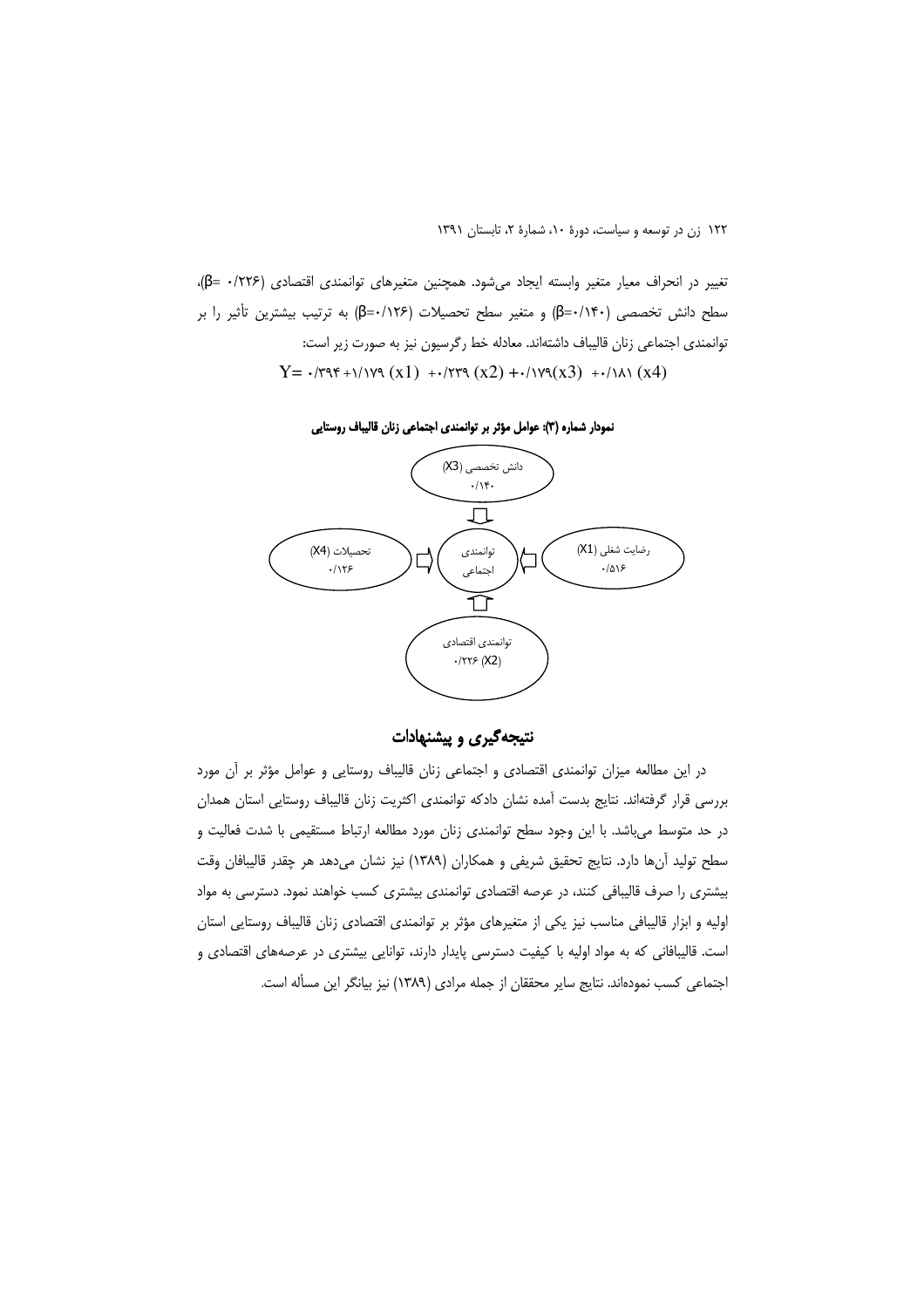تغییر در انحراف معیار متغیر وابسته ایجاد می‌شود. همچنین متغیرهای توانمندی اقتصادی (β= ۰/۲۲۶)، سطح دانش تخصصی (β=۰/۱۴۰) و متغیر سطح تحصیلات (β=۰/۱۲۶) به ترتیب بیشترین تأثیر را بر توانمندی اجتماعی زنان قالیباف داشته‌اند. معادله خط رگرسیون نیز به صورت زیر است:

$$Y= ۰/۳۹۴ + ۱/۱۷۹\,(x1) + ۰/۲۳۹\,(x2) + ۰/۱۷۹(x3) + ۰/۱۸۱\,(x4)$$

**نمودار شماره (۳): عوامل مؤثر بر توانمندی اجتماعی زنان قالیباف روستایی**

دانش تخصصی (X3) ۰/۱۴۰

رضایت شغلی (X1) ۰/۵۱۶ — توانمندی اجتماعی — تحصیلات (X4) ۰/۱۲۶

توانمندی اقتصادی ۰/۲۲۶ (X2)

## نتیجه‌گیری و پیشنهادات

در این مطالعه میزان توانمندی اقتصادی و اجتماعی زنان قالیباف روستایی و عوامل مؤثر بر آن مورد بررسی قرار گرفته‌اند. نتایج بدست آمده نشان دادکه توانمندی اکثریت زنان قالیباف روستایی استان همدان در حد متوسط می‌باشد. با این وجود سطح توانمندی زنان مورد مطالعه ارتباط مستقیمی با شدت فعالیت و سطح تولید آن‌ها دارد. نتایج تحقیق شریفی و همکاران (۱۳۸۹) نیز نشان می‌دهد هر چقدر قالیبافان وقت بیشتری را صرف قالیبافی کنند، در عرصه اقتصادی توانمندی بیشتری کسب خواهند نمود. دسترسی به مواد اولیه و ابزار قالیبافی مناسب نیز یکی از متغیرهای مؤثر بر توانمندی اقتصادی زنان قالیباف روستایی استان است. قالیبافانی که به مواد اولیه با کیفیت دسترسی پایدار دارند، توانایی بیشتری در عرصه‌های اقتصادی و اجتماعی کسب نموده‌اند. نتایج سایر محققان از جمله مرادی (۱۳۸۹) نیز بیانگر این مسأله است.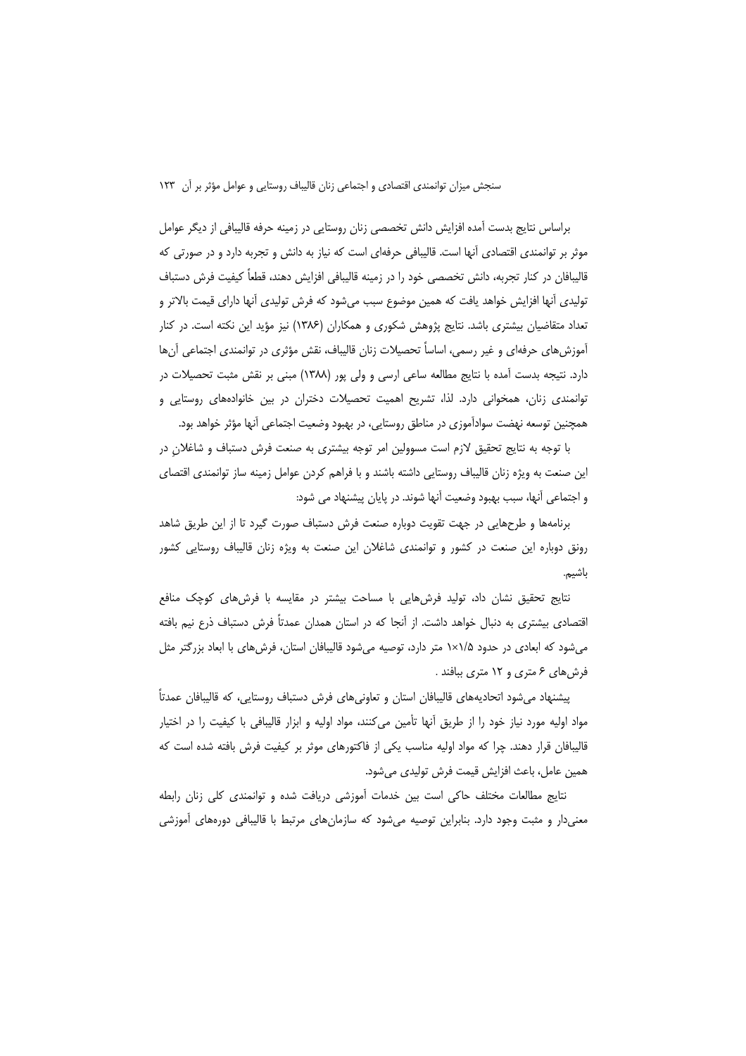براساس نتایج بدست آمده افزایش دانش تخصصی زنان روستایی در زمینه حرفه قالیبافی از دیگر عوامل موثر بر توانمندی اقتصادی آنها است. قالیبافی حرفه‌ای است که نیاز به دانش و تجربه دارد و در صورتی که قالیبافان در کنار تجربه، دانش تخصصی خود را در زمینه قالیبافی افزایش دهند، قطعاً کیفیت فرش دستباف تولیدی آنها افزایش خواهد یافت که همین موضوع سبب می‌شود که فرش تولیدی آنها دارای قیمت بالاتر و تعداد متقاضیان بیشتری باشد. نتایج پژوهش شکوری و همکاران (۱۳۸۶) نیز مؤید این نکته است. در کنار آموزش‌های حرفه‌ای و غیر رسمی، اساساً تحصیلات زنان قالیباف، نقش مؤثری در توانمندی اجتماعی آن‌ها دارد. نتیجه بدست آمده با نتایج مطالعه ساعی ارسی و ولی پور (۱۳۸۸) مبنی بر نقش مثبت تحصیلات در توانمندی زنان، همخوانی دارد. لذا، تشریح اهمیت تحصیلات دختران در بین خانواده‌های روستایی و همچنین توسعه نهضت سوادآموزی در مناطق روستایی، در بهبود وضعیت اجتماعی آنها مؤثر خواهد بود.

با توجه به نتایج تحقیق لازم است مسوولین امر توجه بیشتری به صنعت فرش دستباف و شاغلانِ در این صنعت به ویژه زنان قالیباف روستایی داشته باشند و با فراهم کردن عوامل زمینه ساز توانمندی اقتصای و اجتماعی آنها، سبب بهبود وضعیت آنها شوند. در پایان پیشنهاد می شود:

برنامه‌ها و طرح‌هایی در جهت تقویت دوباره صنعت فرش دستباف صورت گیرد تا از این طریق شاهد رونق دوباره این صنعت در کشور و توانمندی شاغلان این صنعت به ویژه زنان قالیباف روستایی کشور باشیم.

نتایج تحقیق نشان داد، تولید فرش‌هایی با مساحت بیشتر در مقایسه با فرش‌های کوچک منافع اقتصادی بیشتری به دنبال خواهد داشت. از آنجا که در استان همدان عمدتاً فرش دستباف ذرع نیم بافته می‌شود که ابعادی در حدود ۱/۵×۱ متر دارد، توصیه می‌شود قالیبافان استان، فرش‌های با ابعاد بزرگتر مثل فرش‌های ۶ متری و ۱۲ متری ببافند .

پیشنهاد می‌شود اتحادیه‌های قالیبافان استان و تعاونی‌های فرش دستباف روستایی، که قالیبافان عمدتاً مواد اولیه مورد نیاز خود را از طریق آنها تأمین می‌کنند، مواد اولیه و ابزار قالیبافی با کیفیت را در اختیار قالیبافان قرار دهند. چرا که مواد اولیه مناسب یکی از فاکتورهای موثر بر کیفیت فرش بافته شده است که همین عامل، باعث افزایش قیمت فرش تولیدی می‌شود.

نتایج مطالعات مختلف حاکی است بین خدمات آموزشی دریافت شده و توانمندی کلی زنان رابطه معنی‌دار و مثبت وجود دارد. بنابراین توصیه می‌شود که سازمان‌های مرتبط با قالیبافی دوره‌های آموزشی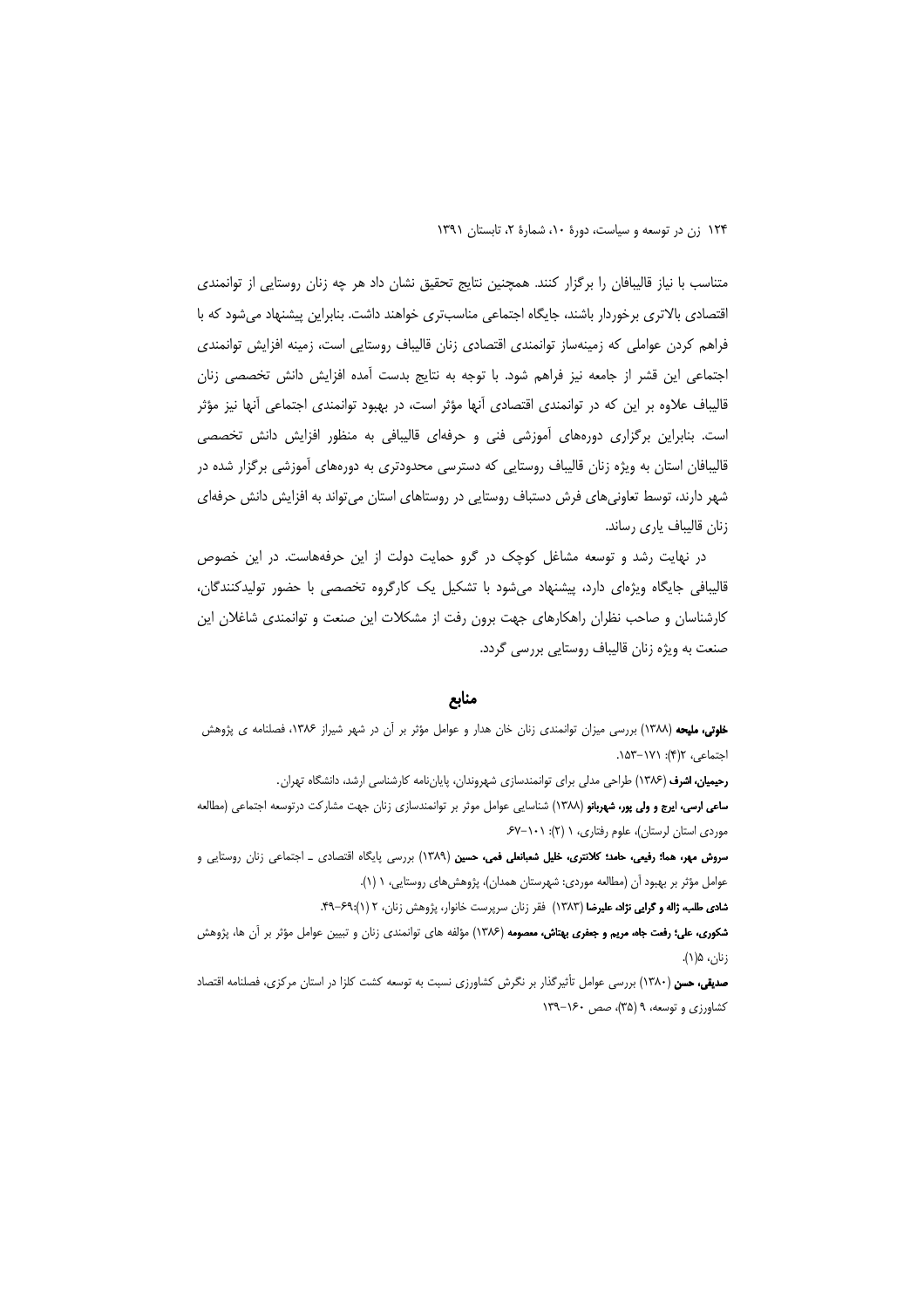متناسب با نیاز قالیبافان را برگزار کنند. همچنین نتایج تحقیق نشان داد هر چه زنان روستایی از توانمندی اقتصادی بالاتری برخوردار باشند، جایگاه اجتماعی مناسب‌تری خواهند داشت. بنابراین پیشنهاد می‌شود که با فراهم کردن عواملی که زمینه‌ساز توانمندی اقتصادی زنان قالیباف روستایی است، زمینه افزایش توانمندی اجتماعی این قشر از جامعه نیز فراهم شود. با توجه به نتایج بدست آمده افزایش دانش تخصصی زنان قالیباف علاوه بر این که در توانمندی اقتصادی آنها مؤثر است، در بهبود توانمندی اجتماعی آنها نیز مؤثر است. بنابراین برگزاری دوره‌های آموزشی فنی و حرفه‌ای قالیبافی به منظور افزایش دانش تخصصی قالیبافان استان به ویژه زنان قالیباف روستایی که دسترسی محدودتری به دوره‌های آموزشی برگزار شده در شهر دارند، توسط تعاونی‌های فرش دستباف روستایی در روستاهای استان می‌تواند به افزایش دانش حرفه‌ای زنان قالیباف یاری رساند.

در نهایت رشد و توسعه مشاغل کوچک در گرو حمایت دولت از این حرفه‌هاست. در این خصوص قالیبافی جایگاه ویژه‌ای دارد، پیشنهاد می‌شود با تشکیل یک کارگروه تخصصی با حضور تولیدکنندگان، کارشناسان و صاحب نظران راهکارهای جهت برون رفت از مشکلات این صنعت و توانمندی شاغلان این صنعت به ویژه زنان قالیباف روستایی بررسی گردد.

## منابع

**خلوتی، ملیحه** (۱۳۸۸) بررسی میزان توانمندی زنان خان هدار و عوامل مؤثر بر آن در شهر شیراز ۱۳۸۶، فصلنامه ی پژوهش اجتماعی، ۲(۴): ۱۷۱-۱۵۳.

**رحیمیان، اشرف** (۱۳۸۶) طراحی مدلی برای توانمندسازی شهروندان، پایان‌نامه کارشناسی ارشد، دانشگاه تهران.

**ساعی ارسی، ایرج و ولی پور، شهربانو** (۱۳۸۸) شناسایی عوامل موثر بر توانمندسازی زنان جهت مشارکت درتوسعه اجتماعی (مطالعه موردی استان لرستان)، علوم رفتاری، ۱ (۲): ۱۰۱-۶۷.

**سروش مهر، هما؛ رفیعی، حامد؛ کلانتری، خلیل شعبانعلی فمی، حسین** (۱۳۸۹) بررسی پایگاه اقتصادی ـ اجتماعی زنان روستایی و عوامل مؤثر بر بهبود آن (مطالعه موردی: شهرستان همدان)، پژوهش‌های روستایی، ۱ (۱).

**شادی طلب، ژاله و گرایی نژاد، علیرضا** (۱۳۸۳) فقر زنان سرپرست خانوار، پژوهش زنان، ۲ (۱):۶۹-۴۹.

**شکوری، علی؛ رفعت جاه، مریم و جعفری بهتاش، معصومه** (۱۳۸۶) مؤلفه های توانمندی زنان و تبیین عوامل مؤثر بر آن ها، پژوهش زنان، ۵(۱).

**صدیقی، حسن** (۱۳۸۰) بررسی عوامل تأثیرگذار بر نگرش کشاورزی نسبت به توسعه کشت کلزا در استان مرکزی، فصلنامه اقتصاد کشاورزی و توسعه، ۹ (۳۵)، صص ۱۶۰-۱۳۹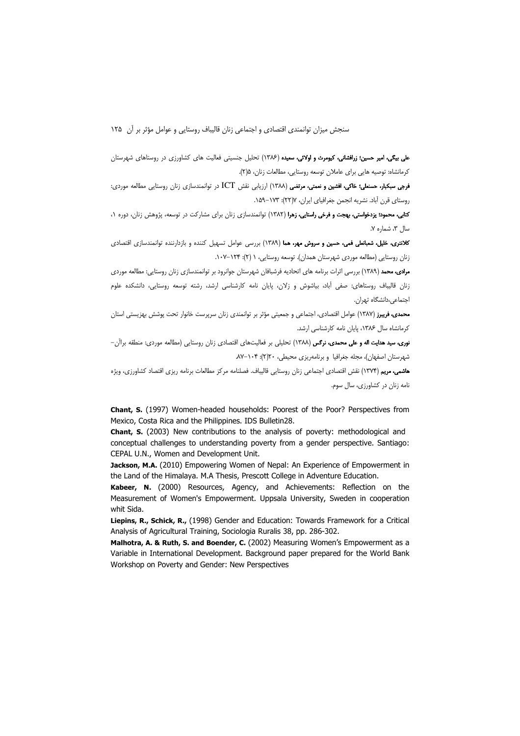**علی بیگی، امیر حسین؛ زرافشانی، کیومرث و اولائی، سعیده** (۱۳۸۶) تحلیل جنسیتی فعالیت های کشاورزی در روستاهای شهرستان کرمانشاه: توصیه هایی برای عاملان توسعه روستایی، مطالعات زنان، ۵(۲).

**فرجی سبکبار، حسنعلی؛ خاکی، افشین و نعمتی، مرتضی** (۱۳۸۸) ارزیابی نقش ICT در توانمندسازی زنان روستایی مطالعه موردی: روستای قرن آباد. نشریه انجمن جغرافیای ایران، ۷(۲۲): ۱۷۳-۱۵۹.

**کتابی، محمود؛ یزدخواستی، بهجت و فرخی راستایی، زهرا** (۱۳۸۲) توانمندسازی زنان برای مشارکت در توسعه، پژوهش زنان، دوره ۱، سال ۳، شماره ۷.

**کلانتری، خلیل، شعبانعلی فمی، حسین و سروش مهر، هما** (۱۳۸۹) بررسی عوامل تسهیل کننده و بازدارنده توانمندسازی اقتصادی زنان روستایی (مطالعه موردی شهرستان همدان). توسعه روستایی، ۱ (۲): ۱۲۴-۱۰۷.

**مرادی، محمد** (۱۳۸۹) بررسی اثرات برنامه های اتحادیه فرشبافان شهرستان جوانرود بر توانمندسازی زنان روستایی: مطالعه موردی زنان قالیباف روستاهای: صفی آباد، بیاشوش و زلان، پایان نامه کارشناسی ارشد، رشته توسعه روستایی، دانشکده علوم اجتماعی،دانشگاه تهران.

**محمدی، فریبرز** (۱۳۸۷) عوامل اقتصادی، اجتماعی و جمعیتی مؤثر بر توانمندی زنان سرپرست خانوار تحت پوشش بهزیستی استان کرمانشاه سال ۱۳۸۶، پایان نامه کارشناسی ارشد.

**نوری، سید هدایت اله و علی محمدی، نرگس** (۱۳۸۸) تحلیلی بر فعالیت‌های اقتصادی زنان روستایی (مطالعه موردی: منطقه براآن- شهرستان اصفهان)، مجله جغرافیا و برنامه‌ریزی محیطی، ۲۰(۲): ۱۰۴-۸۷.

**هاشمی، مریم** (۱۳۷۴) نقش اقتصادی اجتماعی زنان روستایی قالیباف. فصلنامه مرکز مطالعات برنامه ریزی اقتصاد کشاورزی، ویژه نامه زنان در کشاورزی، سال سوم.

**Chant, S.** (1997) Women-headed households: Poorest of the Poor? Perspectives from Mexico, Costa Rica and the Philippines. IDS Bulletin28.

**Chant, S.** (2003) New contributions to the analysis of poverty: methodological and conceptual challenges to understanding poverty from a gender perspective. Santiago: CEPAL U.N., Women and Development Unit.

**Jackson, M.A.** (2010) Empowering Women of Nepal: An Experience of Empowerment in the Land of the Himalaya. M.A Thesis, Prescott College in Adventure Education.

**Kabeer, N.** (2000) Resources, Agency, and Achievements: Reflection on the Measurement of Women's Empowerment. Uppsala University, Sweden in cooperation whit Sida.

**Liepins, R., Schick, R.,** (1998) Gender and Education: Towards Framework for a Critical Analysis of Agricultural Training, Sociologia Ruralis 38, pp. 286-302.

**Malhotra, A. & Ruth, S. and Boender, C.** (2002) Measuring Women's Empowerment as a Variable in International Development. Background paper prepared for the World Bank Workshop on Poverty and Gender: New Perspectives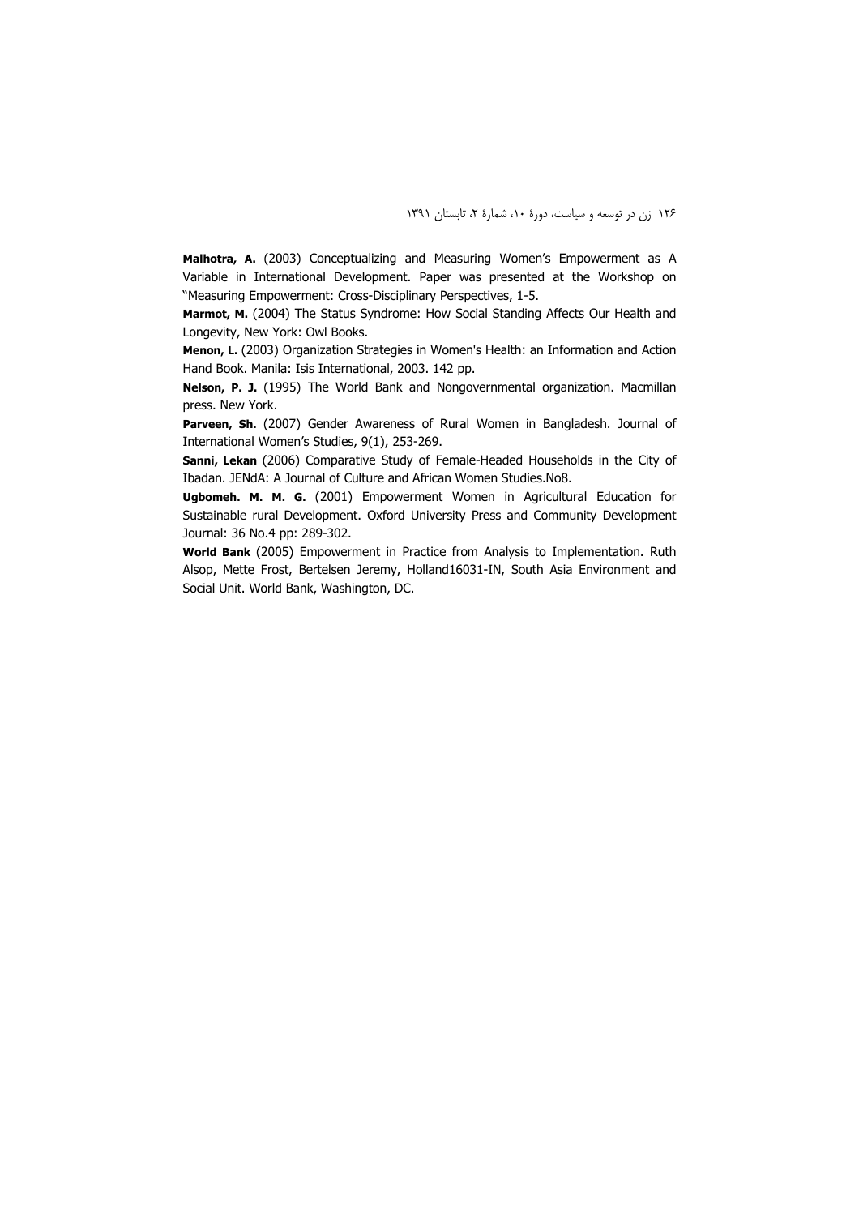**Malhotra, A.** (2003) Conceptualizing and Measuring Women's Empowerment as A Variable in International Development. Paper was presented at the Workshop on "Measuring Empowerment: Cross-Disciplinary Perspectives, 1-5.

**Marmot, M.** (2004) The Status Syndrome: How Social Standing Affects Our Health and Longevity, New York: Owl Books.

**Menon, L.** (2003) Organization Strategies in Women's Health: an Information and Action Hand Book. Manila: Isis International, 2003. 142 pp.

**Nelson, P. J.** (1995) The World Bank and Nongovernmental organization. Macmillan press. New York.

**Parveen, Sh.** (2007) Gender Awareness of Rural Women in Bangladesh. Journal of International Women's Studies, 9(1), 253-269.

**Sanni, Lekan** (2006) Comparative Study of Female-Headed Households in the City of Ibadan. JENdA: A Journal of Culture and African Women Studies.No8.

**Ugbomeh. M. M. G.** (2001) Empowerment Women in Agricultural Education for Sustainable rural Development. Oxford University Press and Community Development Journal: 36 No.4 pp: 289-302.

**World Bank** (2005) Empowerment in Practice from Analysis to Implementation. Ruth Alsop, Mette Frost, Bertelsen Jeremy, Holland16031-IN, South Asia Environment and Social Unit. World Bank, Washington, DC.